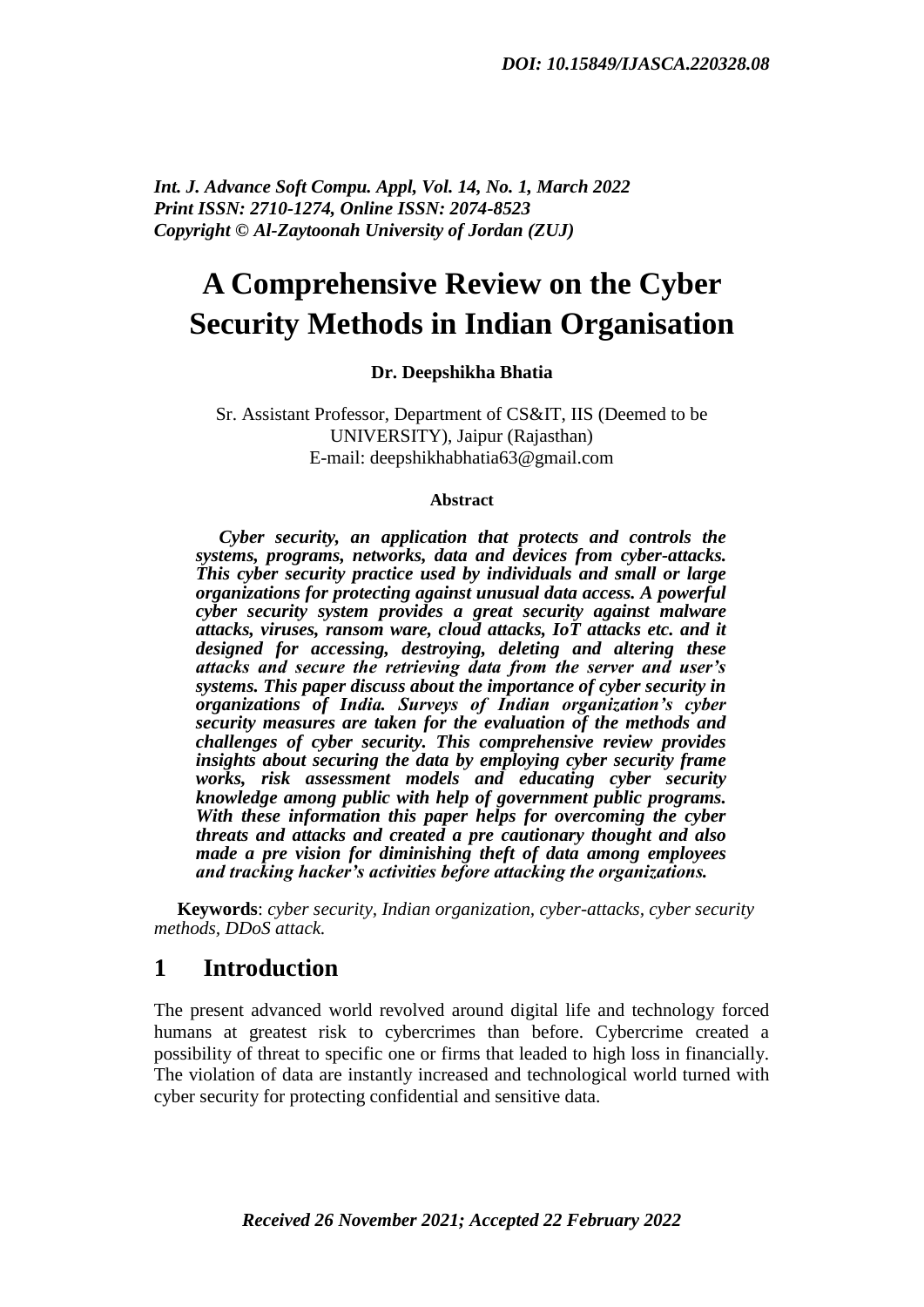*DOI: 10.15849/IJASCA.220328.08*

***Int. J. Advance Soft Compu. Appl, Vol. 14, No. 1, March 2022***
***Print ISSN: 2710-1274, Online ISSN: 2074-8523***
***Copyright © Al-Zaytoonah University of Jordan (ZUJ)***

# A Comprehensive Review on the Cyber Security Methods in Indian Organisation

**Dr. Deepshikha Bhatia**

Sr. Assistant Professor, Department of CS&IT, IIS (Deemed to be UNIVERSITY), Jaipur (Rajasthan)
E-mail: deepshikhabhatia63@gmail.com

**Abstract**

***Cyber security, an application that protects and controls the systems, programs, networks, data and devices from cyber-attacks. This cyber security practice used by individuals and small or large organizations for protecting against unusual data access. A powerful cyber security system provides a great security against malware attacks, viruses, ransom ware, cloud attacks, IoT attacks etc. and it designed for accessing, destroying, deleting and altering these attacks and secure the retrieving data from the server and user's systems. This paper discuss about the importance of cyber security in organizations of India. Surveys of Indian organization's cyber security measures are taken for the evaluation of the methods and challenges of cyber security. This comprehensive review provides insights about securing the data by employing cyber security frame works, risk assessment models and educating cyber security knowledge among public with help of government public programs. With these information this paper helps for overcoming the cyber threats and attacks and created a pre cautionary thought and also made a pre vision for diminishing theft of data among employees and tracking hacker's activities before attacking the organizations.***

**Keywords**: *cyber security, Indian organization, cyber-attacks, cyber security methods, DDoS attack.*

## 1 Introduction

The present advanced world revolved around digital life and technology forced humans at greatest risk to cybercrimes than before. Cybercrime created a possibility of threat to specific one or firms that leaded to high loss in financially. The violation of data are instantly increased and technological world turned with cyber security for protecting confidential and sensitive data.

***Received 26 November 2021; Accepted 22 February 2022***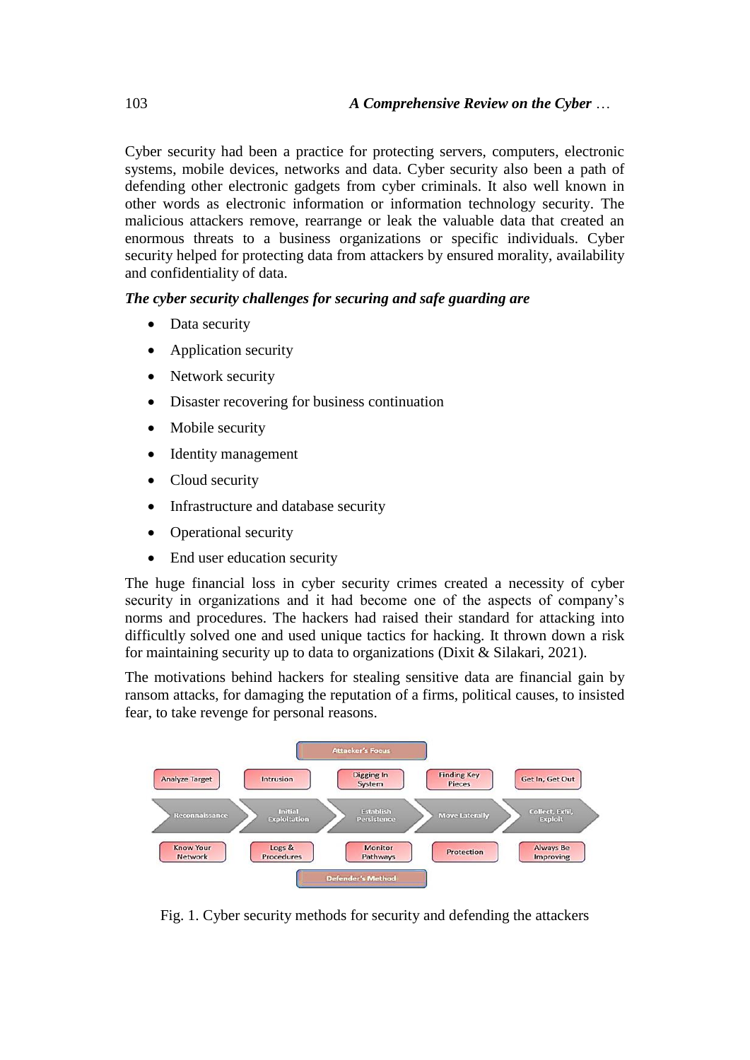Cyber security had been a practice for protecting servers, computers, electronic systems, mobile devices, networks and data. Cyber security also been a path of defending other electronic gadgets from cyber criminals. It also well known in other words as electronic information or information technology security. The malicious attackers remove, rearrange or leak the valuable data that created an enormous threats to a business organizations or specific individuals. Cyber security helped for protecting data from attackers by ensured morality, availability and confidentiality of data.

***The cyber security challenges for securing and safe guarding are***

- Data security
- Application security
- Network security
- Disaster recovering for business continuation
- Mobile security
- Identity management
- Cloud security
- Infrastructure and database security
- Operational security
- End user education security

The huge financial loss in cyber security crimes created a necessity of cyber security in organizations and it had become one of the aspects of company's norms and procedures. The hackers had raised their standard for attacking into difficultly solved one and used unique tactics for hacking. It thrown down a risk for maintaining security up to data to organizations (Dixit & Silakari, 2021).

The motivations behind hackers for stealing sensitive data are financial gain by ransom attacks, for damaging the reputation of a firms, political causes, to insisted fear, to take revenge for personal reasons.

Attacker's Focus

| Analyze Target | Intrusion | Digging In System | Finding Key Pieces | Get In, Get Out |
|---|---|---|---|---|
| Reconnaissance | Initial Exploitation | Establish Persistence | Move Laterally | Collect, Exfil, Exploit |
| Know Your Network | Logs & Procedures | Monitor Pathways | Protection | Always Be Improving |

Defender's Method

Fig. 1. Cyber security methods for security and defending the attackers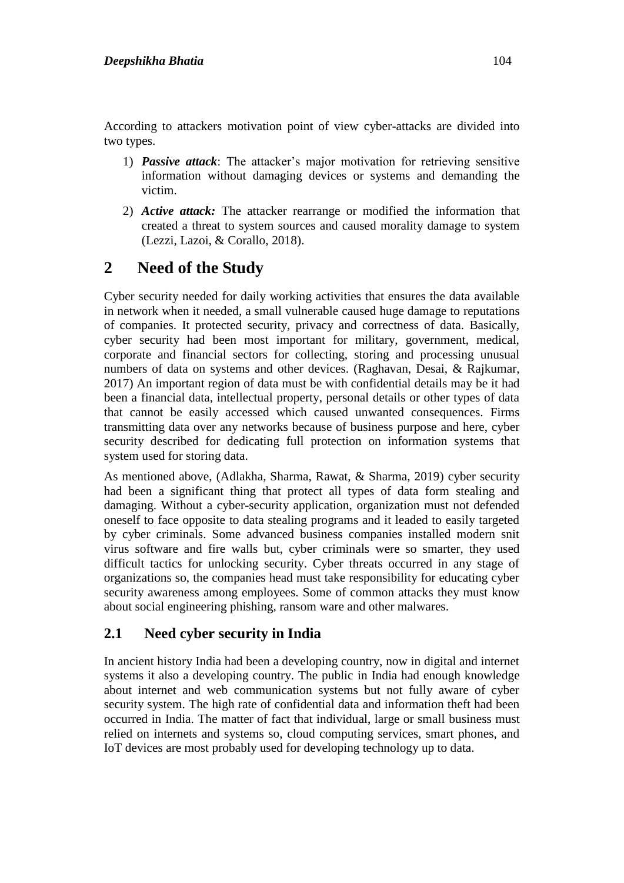According to attackers motivation point of view cyber-attacks are divided into two types.

1) ***Passive attack***: The attacker's major motivation for retrieving sensitive information without damaging devices or systems and demanding the victim.
2) ***Active attack:*** The attacker rearrange or modified the information that created a threat to system sources and caused morality damage to system (Lezzi, Lazoi, & Corallo, 2018).

# 2 Need of the Study

Cyber security needed for daily working activities that ensures the data available in network when it needed, a small vulnerable caused huge damage to reputations of companies. It protected security, privacy and correctness of data. Basically, cyber security had been most important for military, government, medical, corporate and financial sectors for collecting, storing and processing unusual numbers of data on systems and other devices. (Raghavan, Desai, & Rajkumar, 2017) An important region of data must be with confidential details may be it had been a financial data, intellectual property, personal details or other types of data that cannot be easily accessed which caused unwanted consequences. Firms transmitting data over any networks because of business purpose and here, cyber security described for dedicating full protection on information systems that system used for storing data.

As mentioned above, (Adlakha, Sharma, Rawat, & Sharma, 2019) cyber security had been a significant thing that protect all types of data form stealing and damaging. Without a cyber-security application, organization must not defended oneself to face opposite to data stealing programs and it leaded to easily targeted by cyber criminals. Some advanced business companies installed modern snit virus software and fire walls but, cyber criminals were so smarter, they used difficult tactics for unlocking security. Cyber threats occurred in any stage of organizations so, the companies head must take responsibility for educating cyber security awareness among employees. Some of common attacks they must know about social engineering phishing, ransom ware and other malwares.

## 2.1 Need cyber security in India

In ancient history India had been a developing country, now in digital and internet systems it also a developing country. The public in India had enough knowledge about internet and web communication systems but not fully aware of cyber security system. The high rate of confidential data and information theft had been occurred in India. The matter of fact that individual, large or small business must relied on internets and systems so, cloud computing services, smart phones, and IoT devices are most probably used for developing technology up to data.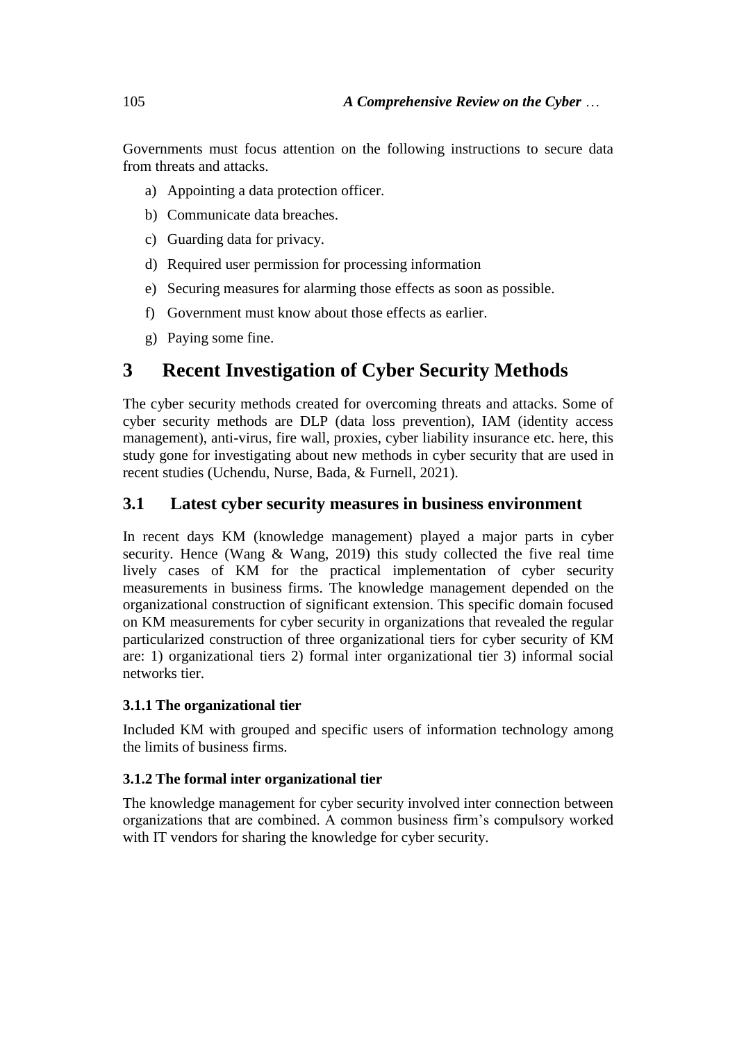Governments must focus attention on the following instructions to secure data from threats and attacks.

a) Appointing a data protection officer.
b) Communicate data breaches.
c) Guarding data for privacy.
d) Required user permission for processing information
e) Securing measures for alarming those effects as soon as possible.
f) Government must know about those effects as earlier.
g) Paying some fine.

# 3 Recent Investigation of Cyber Security Methods

The cyber security methods created for overcoming threats and attacks. Some of cyber security methods are DLP (data loss prevention), IAM (identity access management), anti-virus, fire wall, proxies, cyber liability insurance etc. here, this study gone for investigating about new methods in cyber security that are used in recent studies (Uchendu, Nurse, Bada, & Furnell, 2021).

## 3.1 Latest cyber security measures in business environment

In recent days KM (knowledge management) played a major parts in cyber security. Hence (Wang & Wang, 2019) this study collected the five real time lively cases of KM for the practical implementation of cyber security measurements in business firms. The knowledge management depended on the organizational construction of significant extension. This specific domain focused on KM measurements for cyber security in organizations that revealed the regular particularized construction of three organizational tiers for cyber security of KM are: 1) organizational tiers 2) formal inter organizational tier 3) informal social networks tier.

### 3.1.1 The organizational tier

Included KM with grouped and specific users of information technology among the limits of business firms.

### 3.1.2 The formal inter organizational tier

The knowledge management for cyber security involved inter connection between organizations that are combined. A common business firm's compulsory worked with IT vendors for sharing the knowledge for cyber security.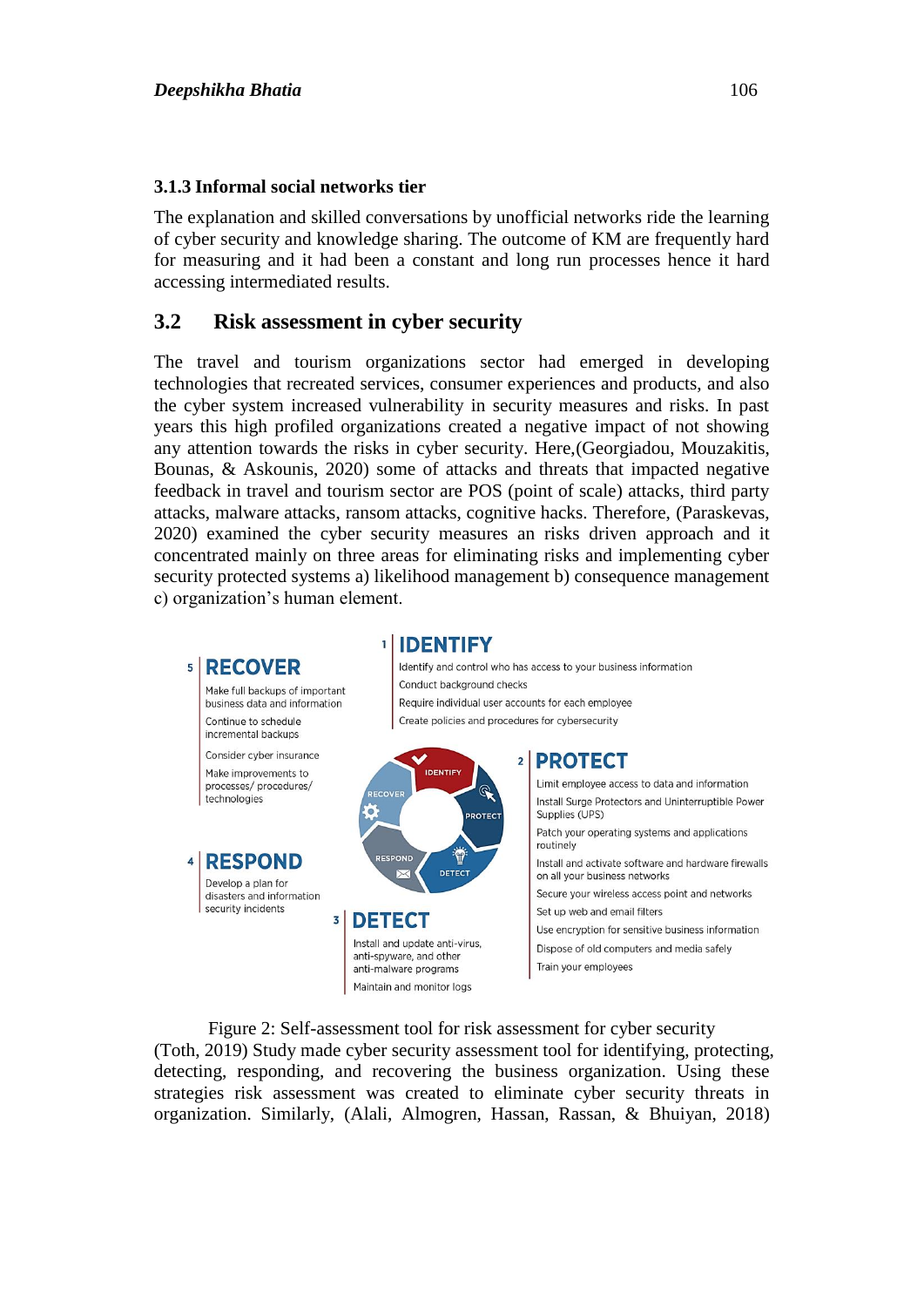### 3.1.3 Informal social networks tier

The explanation and skilled conversations by unofficial networks ride the learning of cyber security and knowledge sharing. The outcome of KM are frequently hard for measuring and it had been a constant and long run processes hence it hard accessing intermediated results.

## 3.2 Risk assessment in cyber security

The travel and tourism organizations sector had emerged in developing technologies that recreated services, consumer experiences and products, and also the cyber system increased vulnerability in security measures and risks. In past years this high profiled organizations created a negative impact of not showing any attention towards the risks in cyber security. Here,(Georgiadou, Mouzakitis, Bounas, & Askounis, 2020) some of attacks and threats that impacted negative feedback in travel and tourism sector are POS (point of scale) attacks, third party attacks, malware attacks, ransom attacks, cognitive hacks. Therefore, (Paraskevas, 2020) examined the cyber security measures an risks driven approach and it concentrated mainly on three areas for eliminating risks and implementing cyber security protected systems a) likelihood management b) consequence management c) organization's human element.

**1 IDENTIFY**
- Identify and control who has access to your business information
- Conduct background checks
- Require individual user accounts for each employee
- Create policies and procedures for cybersecurity

**2 PROTECT**
- Limit employee access to data and information
- Install Surge Protectors and Uninterruptible Power Supplies (UPS)
- Patch your operating systems and applications routinely
- Install and activate software and hardware firewalls on all your business networks
- Secure your wireless access point and networks
- Set up web and email filters
- Use encryption for sensitive business information
- Dispose of old computers and media safely
- Train your employees

**3 DETECT**
- Install and update anti-virus, anti-spyware, and other anti-malware programs
- Maintain and monitor logs

**4 RESPOND**
- Develop a plan for disasters and information security incidents

**5 RECOVER**
- Make full backups of important business data and information
- Continue to schedule incremental backups
- Consider cyber insurance
- Make improvements to processes/ procedures/ technologies

Figure 2: Self-assessment tool for risk assessment for cyber security

(Toth, 2019) Study made cyber security assessment tool for identifying, protecting, detecting, responding, and recovering the business organization. Using these strategies risk assessment was created to eliminate cyber security threats in organization. Similarly, (Alali, Almogren, Hassan, Rassan, & Bhuiyan, 2018)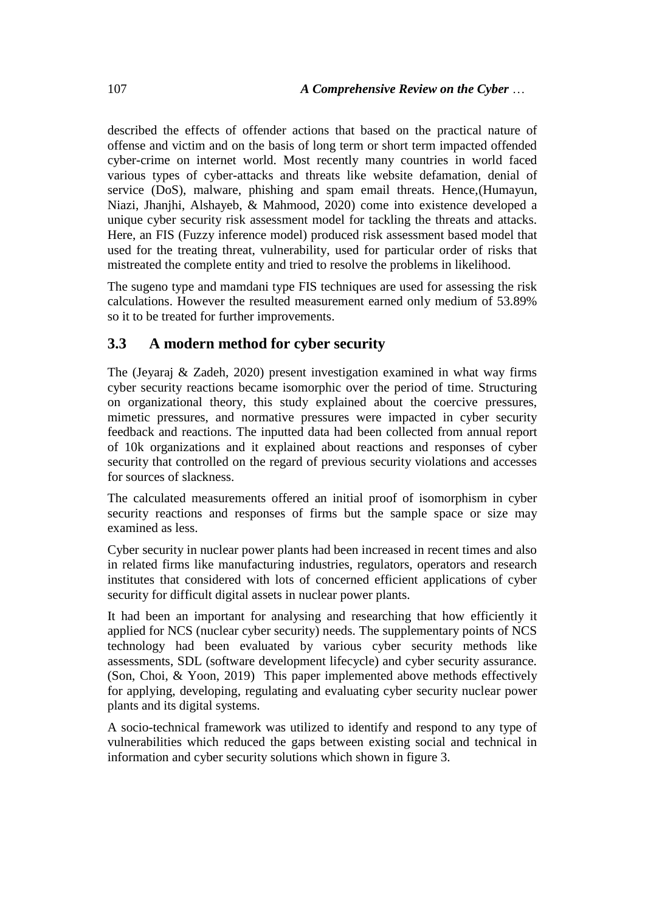described the effects of offender actions that based on the practical nature of offense and victim and on the basis of long term or short term impacted offended cyber-crime on internet world. Most recently many countries in world faced various types of cyber-attacks and threats like website defamation, denial of service (DoS), malware, phishing and spam email threats. Hence,(Humayun, Niazi, Jhanjhi, Alshayeb, & Mahmood, 2020) come into existence developed a unique cyber security risk assessment model for tackling the threats and attacks. Here, an FIS (Fuzzy inference model) produced risk assessment based model that used for the treating threat, vulnerability, used for particular order of risks that mistreated the complete entity and tried to resolve the problems in likelihood.

The sugeno type and mamdani type FIS techniques are used for assessing the risk calculations. However the resulted measurement earned only medium of 53.89% so it to be treated for further improvements.

## 3.3 A modern method for cyber security

The (Jeyaraj & Zadeh, 2020) present investigation examined in what way firms cyber security reactions became isomorphic over the period of time. Structuring on organizational theory, this study explained about the coercive pressures, mimetic pressures, and normative pressures were impacted in cyber security feedback and reactions. The inputted data had been collected from annual report of 10k organizations and it explained about reactions and responses of cyber security that controlled on the regard of previous security violations and accesses for sources of slackness.

The calculated measurements offered an initial proof of isomorphism in cyber security reactions and responses of firms but the sample space or size may examined as less.

Cyber security in nuclear power plants had been increased in recent times and also in related firms like manufacturing industries, regulators, operators and research institutes that considered with lots of concerned efficient applications of cyber security for difficult digital assets in nuclear power plants.

It had been an important for analysing and researching that how efficiently it applied for NCS (nuclear cyber security) needs. The supplementary points of NCS technology had been evaluated by various cyber security methods like assessments, SDL (software development lifecycle) and cyber security assurance. (Son, Choi, & Yoon, 2019) This paper implemented above methods effectively for applying, developing, regulating and evaluating cyber security nuclear power plants and its digital systems.

A socio-technical framework was utilized to identify and respond to any type of vulnerabilities which reduced the gaps between existing social and technical in information and cyber security solutions which shown in figure 3.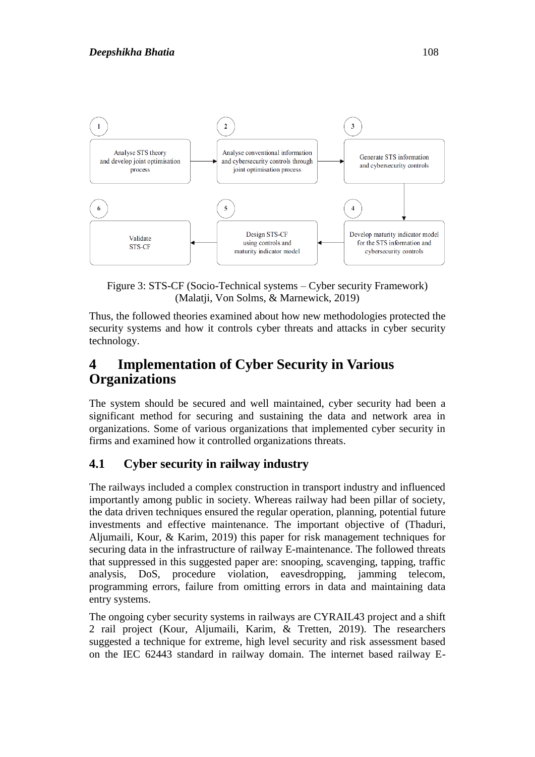1. Analyse STS theory and develop joint optimisation process
2. Analyse conventional information and cybersecurity controls through joint optimisation process
3. Generate STS information and cybersecurity controls
4. Develop maturity indicator model for the STS information and cybersecurity controls
5. Design STS-CF using controls and maturity indicator model
6. Validate STS-CF

Figure 3: STS-CF (Socio-Technical systems – Cyber security Framework) (Malatji, Von Solms, & Marnewick, 2019)

Thus, the followed theories examined about how new methodologies protected the security systems and how it controls cyber threats and attacks in cyber security technology.

# 4 Implementation of Cyber Security in Various Organizations

The system should be secured and well maintained, cyber security had been a significant method for securing and sustaining the data and network area in organizations. Some of various organizations that implemented cyber security in firms and examined how it controlled organizations threats.

## 4.1 Cyber security in railway industry

The railways included a complex construction in transport industry and influenced importantly among public in society. Whereas railway had been pillar of society, the data driven techniques ensured the regular operation, planning, potential future investments and effective maintenance. The important objective of (Thaduri, Aljumaili, Kour, & Karim, 2019) this paper for risk management techniques for securing data in the infrastructure of railway E-maintenance. The followed threats that suppressed in this suggested paper are: snooping, scavenging, tapping, traffic analysis, DoS, procedure violation, eavesdropping, jamming telecom, programming errors, failure from omitting errors in data and maintaining data entry systems.

The ongoing cyber security systems in railways are CYRAIL43 project and a shift 2 rail project (Kour, Aljumaili, Karim, & Tretten, 2019). The researchers suggested a technique for extreme, high level security and risk assessment based on the IEC 62443 standard in railway domain. The internet based railway E-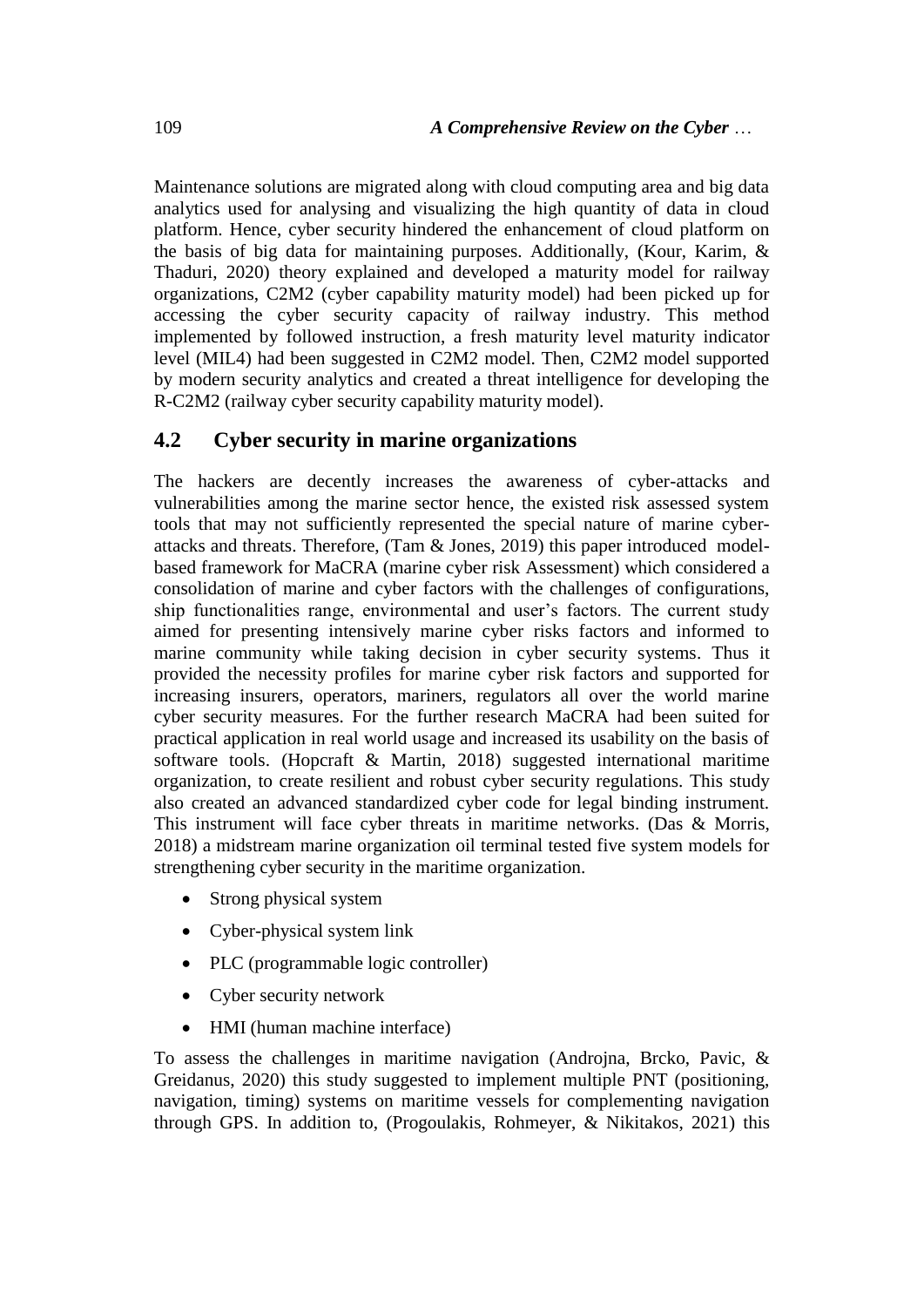Maintenance solutions are migrated along with cloud computing area and big data analytics used for analysing and visualizing the high quantity of data in cloud platform. Hence, cyber security hindered the enhancement of cloud platform on the basis of big data for maintaining purposes. Additionally, (Kour, Karim, & Thaduri, 2020) theory explained and developed a maturity model for railway organizations, C2M2 (cyber capability maturity model) had been picked up for accessing the cyber security capacity of railway industry. This method implemented by followed instruction, a fresh maturity level maturity indicator level (MIL4) had been suggested in C2M2 model. Then, C2M2 model supported by modern security analytics and created a threat intelligence for developing the R-C2M2 (railway cyber security capability maturity model).

## 4.2 Cyber security in marine organizations

The hackers are decently increases the awareness of cyber-attacks and vulnerabilities among the marine sector hence, the existed risk assessed system tools that may not sufficiently represented the special nature of marine cyber-attacks and threats. Therefore, (Tam & Jones, 2019) this paper introduced model-based framework for MaCRA (marine cyber risk Assessment) which considered a consolidation of marine and cyber factors with the challenges of configurations, ship functionalities range, environmental and user's factors. The current study aimed for presenting intensively marine cyber risks factors and informed to marine community while taking decision in cyber security systems. Thus it provided the necessity profiles for marine cyber risk factors and supported for increasing insurers, operators, mariners, regulators all over the world marine cyber security measures. For the further research MaCRA had been suited for practical application in real world usage and increased its usability on the basis of software tools. (Hopcraft & Martin, 2018) suggested international maritime organization, to create resilient and robust cyber security regulations. This study also created an advanced standardized cyber code for legal binding instrument. This instrument will face cyber threats in maritime networks. (Das & Morris, 2018) a midstream marine organization oil terminal tested five system models for strengthening cyber security in the maritime organization.

- Strong physical system
- Cyber-physical system link
- PLC (programmable logic controller)
- Cyber security network
- HMI (human machine interface)

To assess the challenges in maritime navigation (Androjna, Brcko, Pavic, & Greidanus, 2020) this study suggested to implement multiple PNT (positioning, navigation, timing) systems on maritime vessels for complementing navigation through GPS. In addition to, (Progoulakis, Rohmeyer, & Nikitakos, 2021) this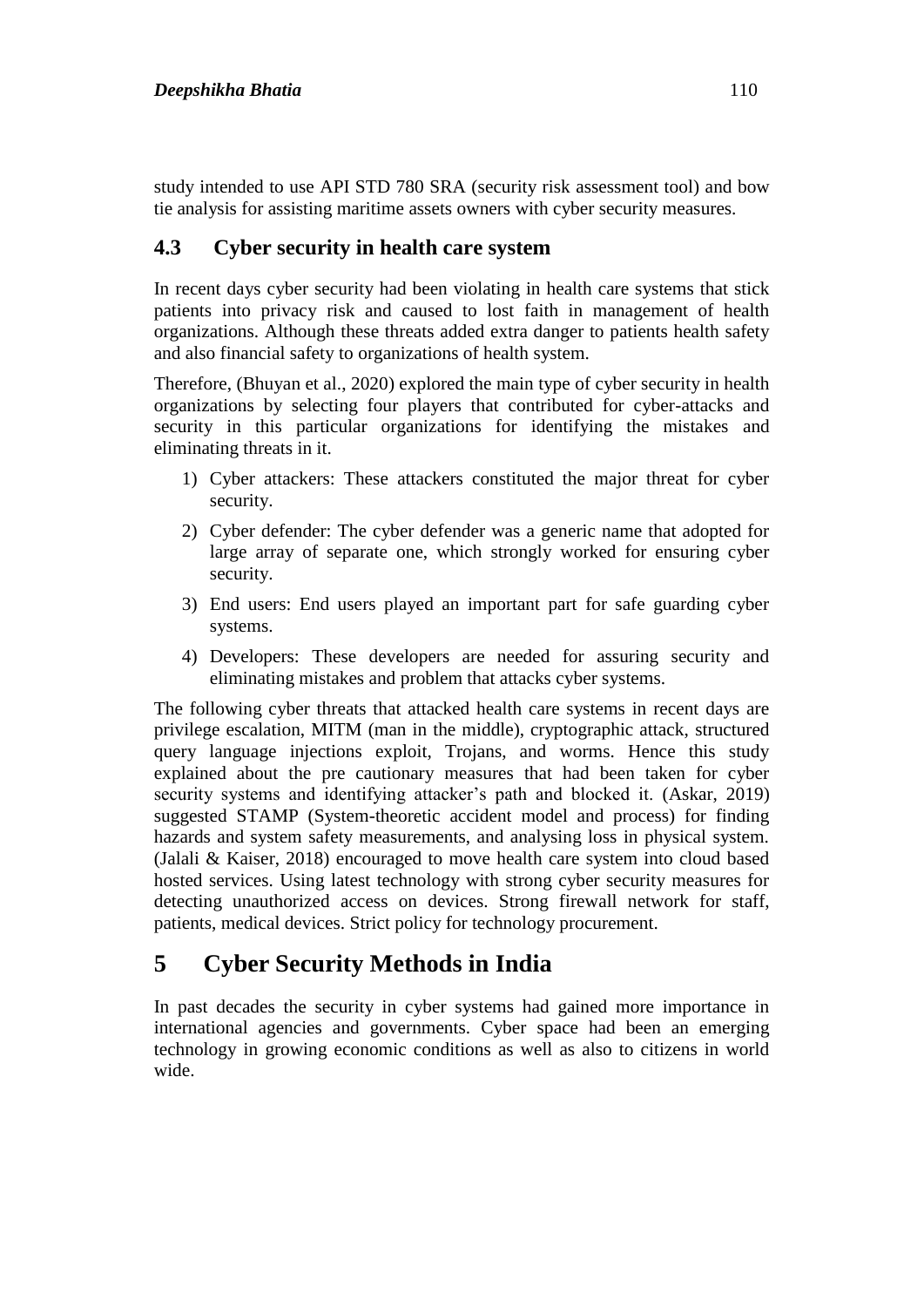study intended to use API STD 780 SRA (security risk assessment tool) and bow tie analysis for assisting maritime assets owners with cyber security measures.

### 4.3 Cyber security in health care system

In recent days cyber security had been violating in health care systems that stick patients into privacy risk and caused to lost faith in management of health organizations. Although these threats added extra danger to patients health safety and also financial safety to organizations of health system.

Therefore, (Bhuyan et al., 2020) explored the main type of cyber security in health organizations by selecting four players that contributed for cyber-attacks and security in this particular organizations for identifying the mistakes and eliminating threats in it.

1) Cyber attackers: These attackers constituted the major threat for cyber security.
2) Cyber defender: The cyber defender was a generic name that adopted for large array of separate one, which strongly worked for ensuring cyber security.
3) End users: End users played an important part for safe guarding cyber systems.
4) Developers: These developers are needed for assuring security and eliminating mistakes and problem that attacks cyber systems.

The following cyber threats that attacked health care systems in recent days are privilege escalation, MITM (man in the middle), cryptographic attack, structured query language injections exploit, Trojans, and worms. Hence this study explained about the pre cautionary measures that had been taken for cyber security systems and identifying attacker's path and blocked it. (Askar, 2019) suggested STAMP (System-theoretic accident model and process) for finding hazards and system safety measurements, and analysing loss in physical system. (Jalali & Kaiser, 2018) encouraged to move health care system into cloud based hosted services. Using latest technology with strong cyber security measures for detecting unauthorized access on devices. Strong firewall network for staff, patients, medical devices. Strict policy for technology procurement.

## 5 Cyber Security Methods in India

In past decades the security in cyber systems had gained more importance in international agencies and governments. Cyber space had been an emerging technology in growing economic conditions as well as also to citizens in world wide.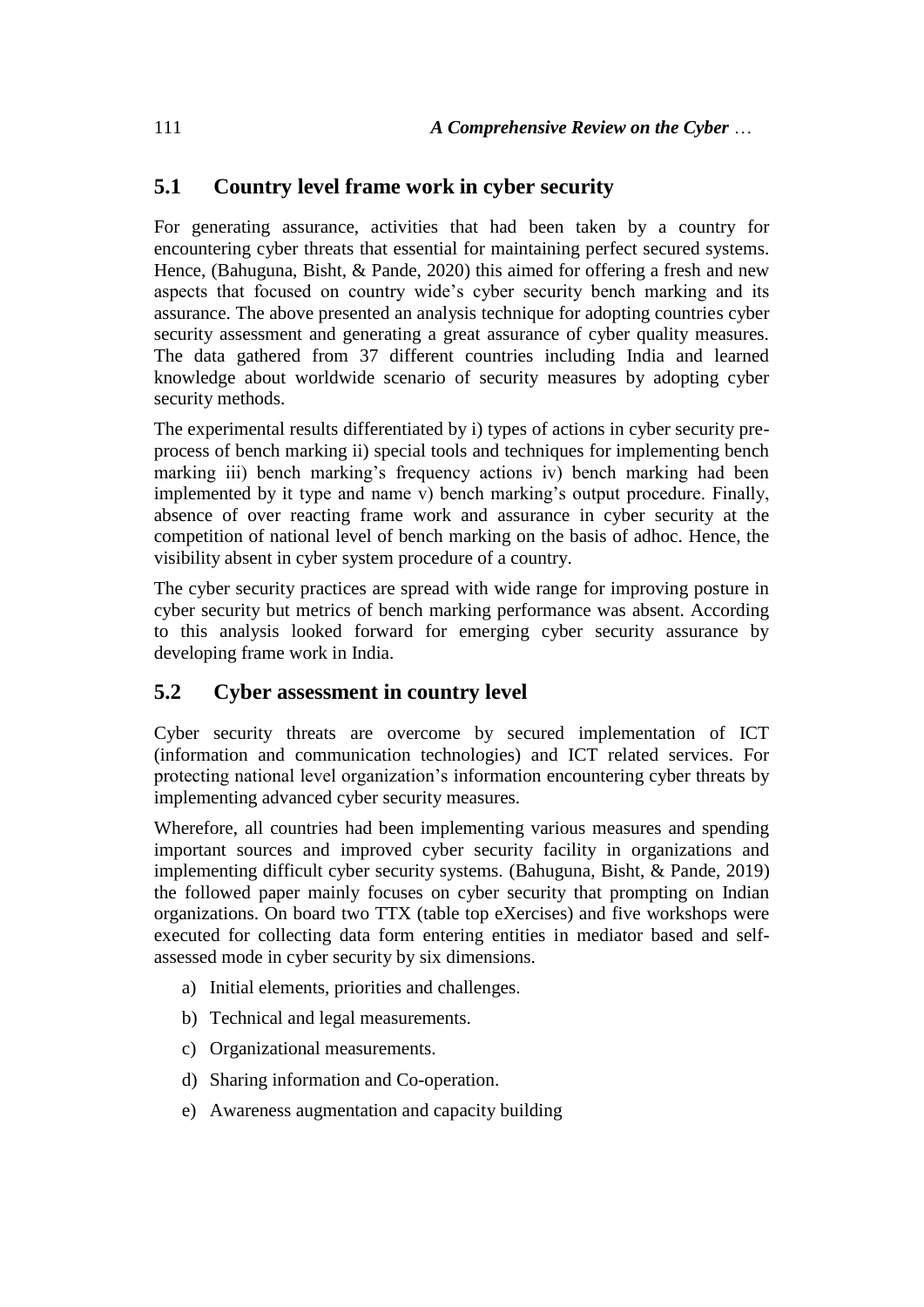## 5.1 Country level frame work in cyber security

For generating assurance, activities that had been taken by a country for encountering cyber threats that essential for maintaining perfect secured systems. Hence, (Bahuguna, Bisht, & Pande, 2020) this aimed for offering a fresh and new aspects that focused on country wide's cyber security bench marking and its assurance. The above presented an analysis technique for adopting countries cyber security assessment and generating a great assurance of cyber quality measures. The data gathered from 37 different countries including India and learned knowledge about worldwide scenario of security measures by adopting cyber security methods.

The experimental results differentiated by i) types of actions in cyber security pre-process of bench marking ii) special tools and techniques for implementing bench marking iii) bench marking's frequency actions iv) bench marking had been implemented by it type and name v) bench marking's output procedure. Finally, absence of over reacting frame work and assurance in cyber security at the competition of national level of bench marking on the basis of adhoc. Hence, the visibility absent in cyber system procedure of a country.

The cyber security practices are spread with wide range for improving posture in cyber security but metrics of bench marking performance was absent. According to this analysis looked forward for emerging cyber security assurance by developing frame work in India.

## 5.2 Cyber assessment in country level

Cyber security threats are overcome by secured implementation of ICT (information and communication technologies) and ICT related services. For protecting national level organization's information encountering cyber threats by implementing advanced cyber security measures.

Wherefore, all countries had been implementing various measures and spending important sources and improved cyber security facility in organizations and implementing difficult cyber security systems. (Bahuguna, Bisht, & Pande, 2019) the followed paper mainly focuses on cyber security that prompting on Indian organizations. On board two TTX (table top eXercises) and five workshops were executed for collecting data form entering entities in mediator based and self-assessed mode in cyber security by six dimensions.

a) Initial elements, priorities and challenges.

b) Technical and legal measurements.

c) Organizational measurements.

d) Sharing information and Co-operation.

e) Awareness augmentation and capacity building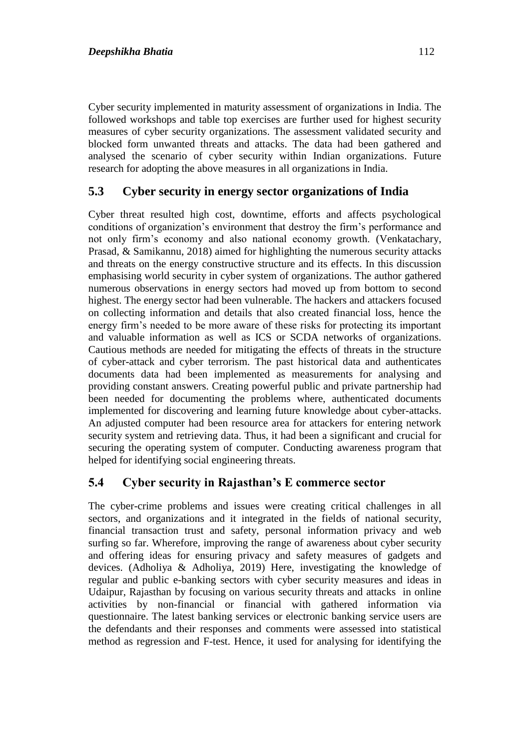Cyber security implemented in maturity assessment of organizations in India. The followed workshops and table top exercises are further used for highest security measures of cyber security organizations. The assessment validated security and blocked form unwanted threats and attacks. The data had been gathered and analysed the scenario of cyber security within Indian organizations. Future research for adopting the above measures in all organizations in India.

## 5.3 Cyber security in energy sector organizations of India

Cyber threat resulted high cost, downtime, efforts and affects psychological conditions of organization's environment that destroy the firm's performance and not only firm's economy and also national economy growth. (Venkatachary, Prasad, & Samikannu, 2018) aimed for highlighting the numerous security attacks and threats on the energy constructive structure and its effects. In this discussion emphasising world security in cyber system of organizations. The author gathered numerous observations in energy sectors had moved up from bottom to second highest. The energy sector had been vulnerable. The hackers and attackers focused on collecting information and details that also created financial loss, hence the energy firm's needed to be more aware of these risks for protecting its important and valuable information as well as ICS or SCDA networks of organizations. Cautious methods are needed for mitigating the effects of threats in the structure of cyber-attack and cyber terrorism. The past historical data and authenticates documents data had been implemented as measurements for analysing and providing constant answers. Creating powerful public and private partnership had been needed for documenting the problems where, authenticated documents implemented for discovering and learning future knowledge about cyber-attacks. An adjusted computer had been resource area for attackers for entering network security system and retrieving data. Thus, it had been a significant and crucial for securing the operating system of computer. Conducting awareness program that helped for identifying social engineering threats.

## 5.4 Cyber security in Rajasthan's E commerce sector

The cyber-crime problems and issues were creating critical challenges in all sectors, and organizations and it integrated in the fields of national security, financial transaction trust and safety, personal information privacy and web surfing so far. Wherefore, improving the range of awareness about cyber security and offering ideas for ensuring privacy and safety measures of gadgets and devices. (Adholiya & Adholiya, 2019) Here, investigating the knowledge of regular and public e-banking sectors with cyber security measures and ideas in Udaipur, Rajasthan by focusing on various security threats and attacks in online activities by non-financial or financial with gathered information via questionnaire. The latest banking services or electronic banking service users are the defendants and their responses and comments were assessed into statistical method as regression and F-test. Hence, it used for analysing for identifying the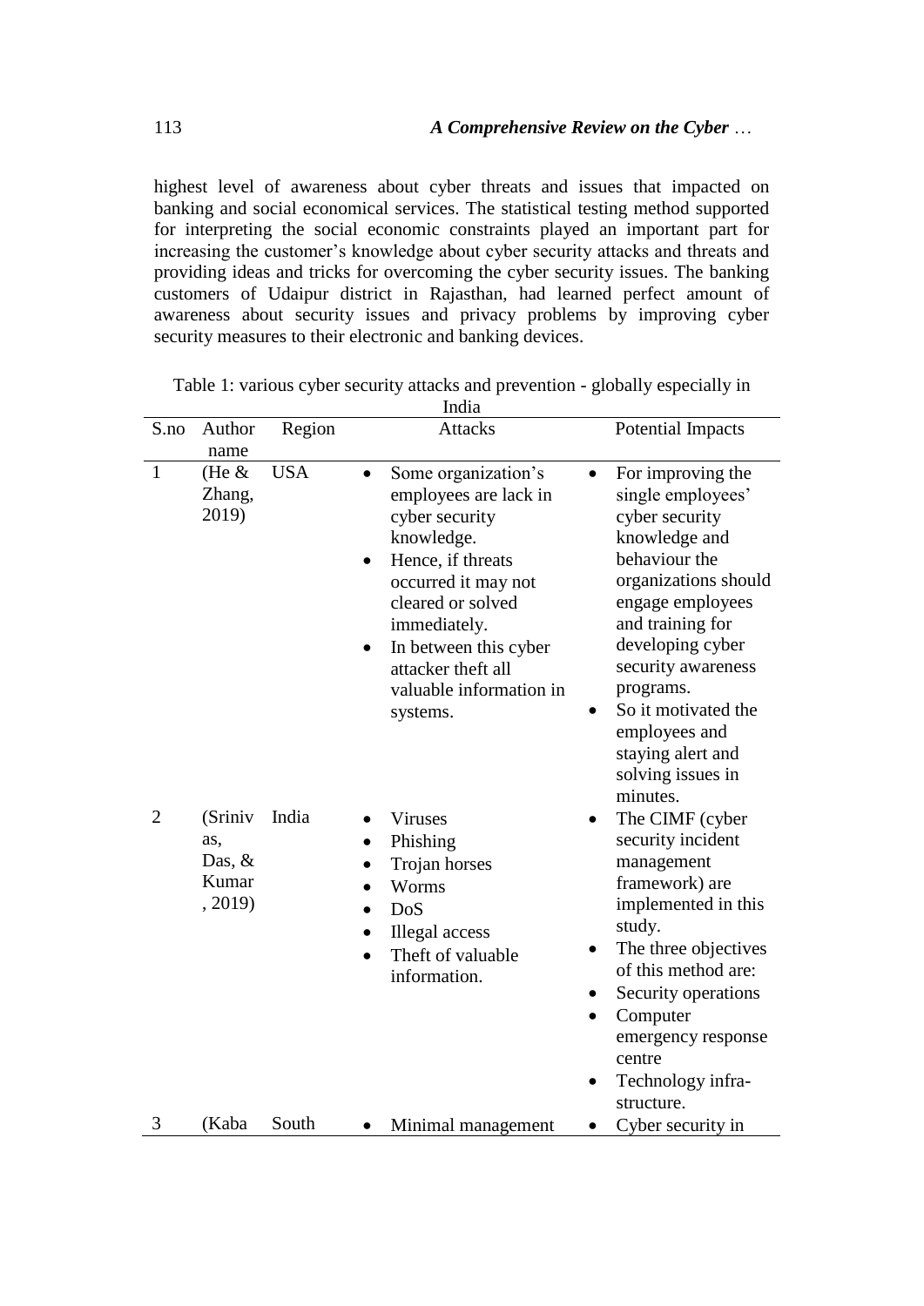highest level of awareness about cyber threats and issues that impacted on banking and social economical services. The statistical testing method supported for interpreting the social economic constraints played an important part for increasing the customer's knowledge about cyber security attacks and threats and providing ideas and tricks for overcoming the cyber security issues. The banking customers of Udaipur district in Rajasthan, had learned perfect amount of awareness about security issues and privacy problems by improving cyber security measures to their electronic and banking devices.

Table 1: various cyber security attacks and prevention - globally especially in India

| S.no | Author name | Region | Attacks | Potential Impacts |
|---|---|---|---|---|
| 1 | (He & Zhang, 2019) | USA | • Some organization's employees are lack in cyber security knowledge.<br>• Hence, if threats occurred it may not cleared or solved immediately.<br>• In between this cyber attacker theft all valuable information in systems. | • For improving the single employees' cyber security knowledge and behaviour the organizations should engage employees and training for developing cyber security awareness programs.<br>• So it motivated the employees and staying alert and solving issues in minutes. |
| 2 | (Srinivas, Das, & Kumar, 2019) | India | • Viruses<br>• Phishing<br>• Trojan horses<br>• Worms<br>• DoS<br>• Illegal access<br>• Theft of valuable information. | • The CIMF (cyber security incident management framework) are implemented in this study.<br>• The three objectives of this method are:<br>• Security operations<br>• Computer emergency response centre<br>• Technology infra-structure. |
| 3 | (Kaba | South | • Minimal management | • Cyber security in |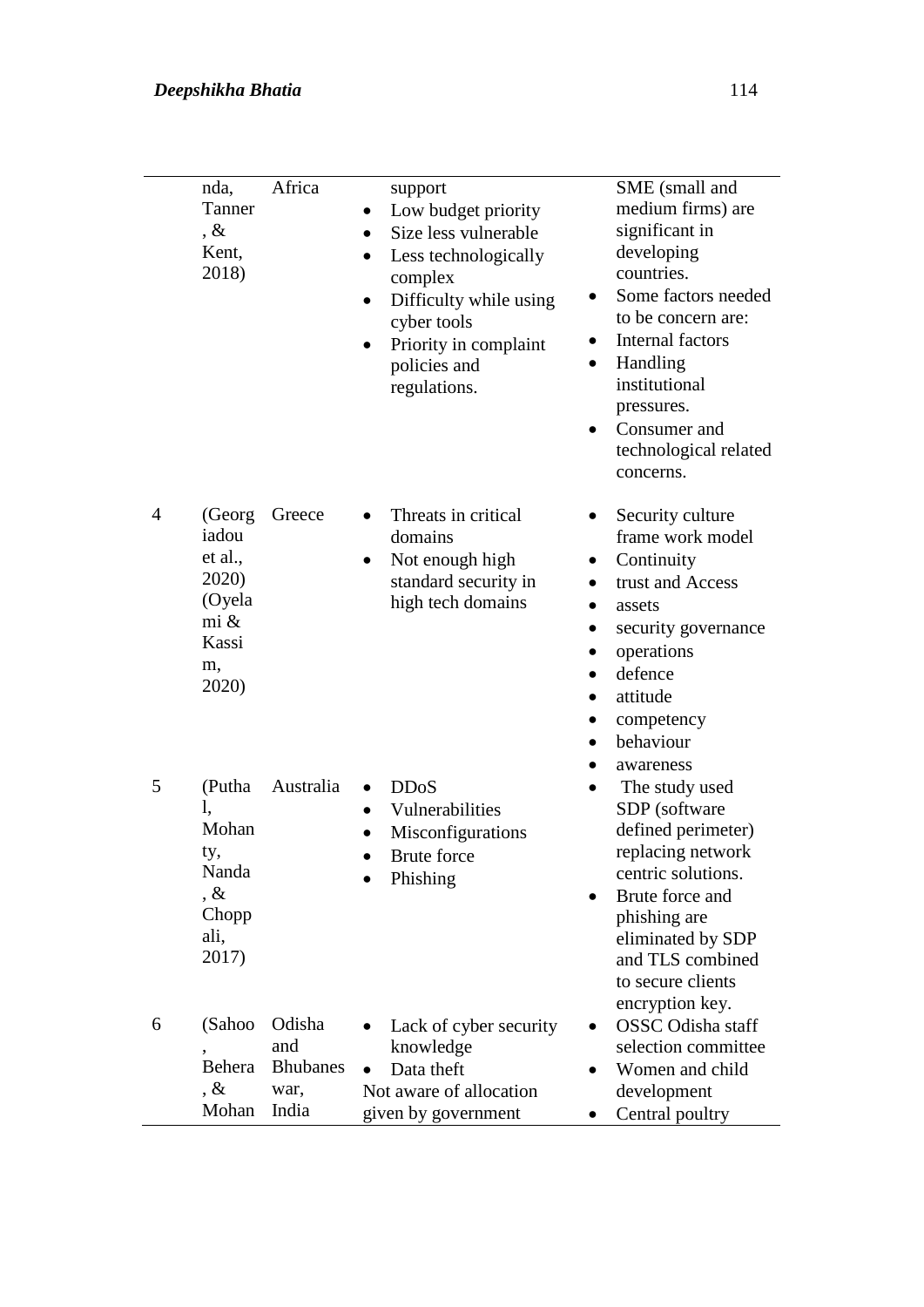| | | | | |
|---|---|---|---|---|
| | nda, Tanner, & Kent, 2018) | Africa | support<br>• Low budget priority<br>• Size less vulnerable<br>• Less technologically complex<br>• Difficulty while using cyber tools<br>• Priority in complaint policies and regulations. | SME (small and medium firms) are significant in developing countries.<br>• Some factors needed to be concern are:<br>• Internal factors<br>• Handling institutional pressures.<br>• Consumer and technological related concerns. |
| 4 | (Georgiadou et al., 2020) (Oyelami & Kassim, 2020) | Greece | • Threats in critical domains<br>• Not enough high standard security in high tech domains | • Security culture frame work model<br>• Continuity<br>• trust and Access<br>• assets<br>• security governance<br>• operations<br>• defence<br>• attitude<br>• competency<br>• behaviour<br>• awareness |
| 5 | (Puthal, Mohanty, Nanda, & Choppali, 2017) | Australia | • DDoS<br>• Vulnerabilities<br>• Misconfigurations<br>• Brute force<br>• Phishing | • The study used SDP (software defined perimeter) replacing network centric solutions.<br>• Brute force and phishing are eliminated by SDP and TLS combined to secure clients encryption key. |
| 6 | (Sahoo, Behera, & Mohan | Odisha and Bhubaneswar, India | • Lack of cyber security knowledge<br>• Data theft<br>Not aware of allocation given by government | • OSSC Odisha staff selection committee<br>• Women and child development<br>• Central poultry |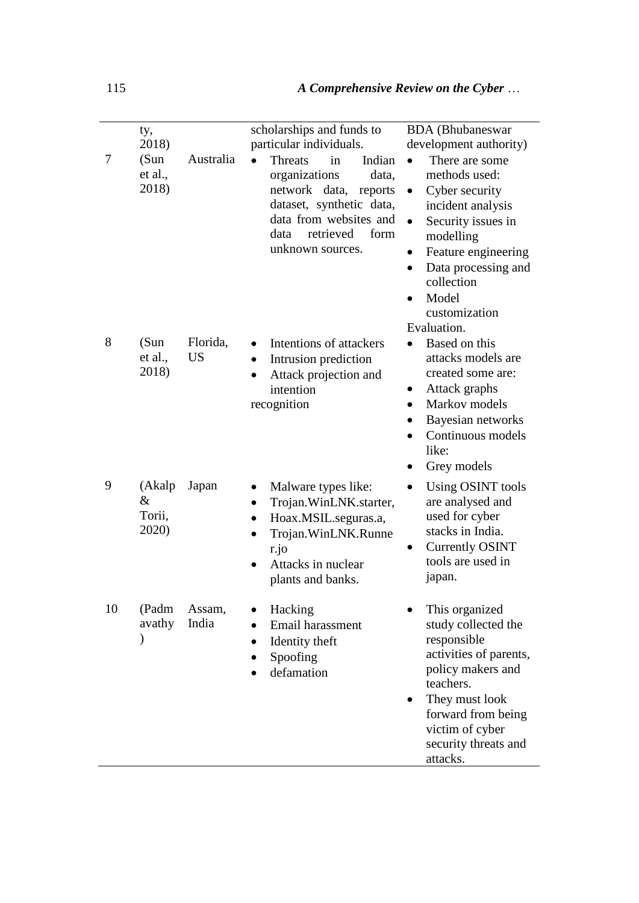| | | | | |
|---|---|---|---|---|
| | ty, 2018) | | scholarships and funds to particular individuals. | BDA (Bhubaneswar development authority) |
| 7 | (Sun et al., 2018) | Australia | • Threats in Indian organizations data, network data, reports dataset, synthetic data, data from websites and data retrieved form unknown sources. | • There are some methods used:<br>• Cyber security incident analysis<br>• Security issues in modelling<br>• Feature engineering<br>• Data processing and collection<br>• Model customization<br>Evaluation. |
| 8 | (Sun et al., 2018) | Florida, US | • Intentions of attackers<br>• Intrusion prediction<br>• Attack projection and intention<br>recognition | • Based on this attacks models are created some are:<br>• Attack graphs<br>• Markov models<br>• Bayesian networks<br>• Continuous models like:<br>• Grey models |
| 9 | (Akalp & Torii, 2020) | Japan | • Malware types like:<br>• Trojan.WinLNK.starter,<br>• Hoax.MSIL.seguras.a,<br>• Trojan.WinLNK.Runner.jo<br>• Attacks in nuclear plants and banks. | • Using OSINT tools are analysed and used for cyber stacks in India.<br>• Currently OSINT tools are used in japan. |
| 10 | (Padmavathy) | Assam, India | • Hacking<br>• Email harassment<br>• Identity theft<br>• Spoofing<br>• defamation | • This organized study collected the responsible activities of parents, policy makers and teachers.<br>• They must look forward from being victim of cyber security threats and attacks. |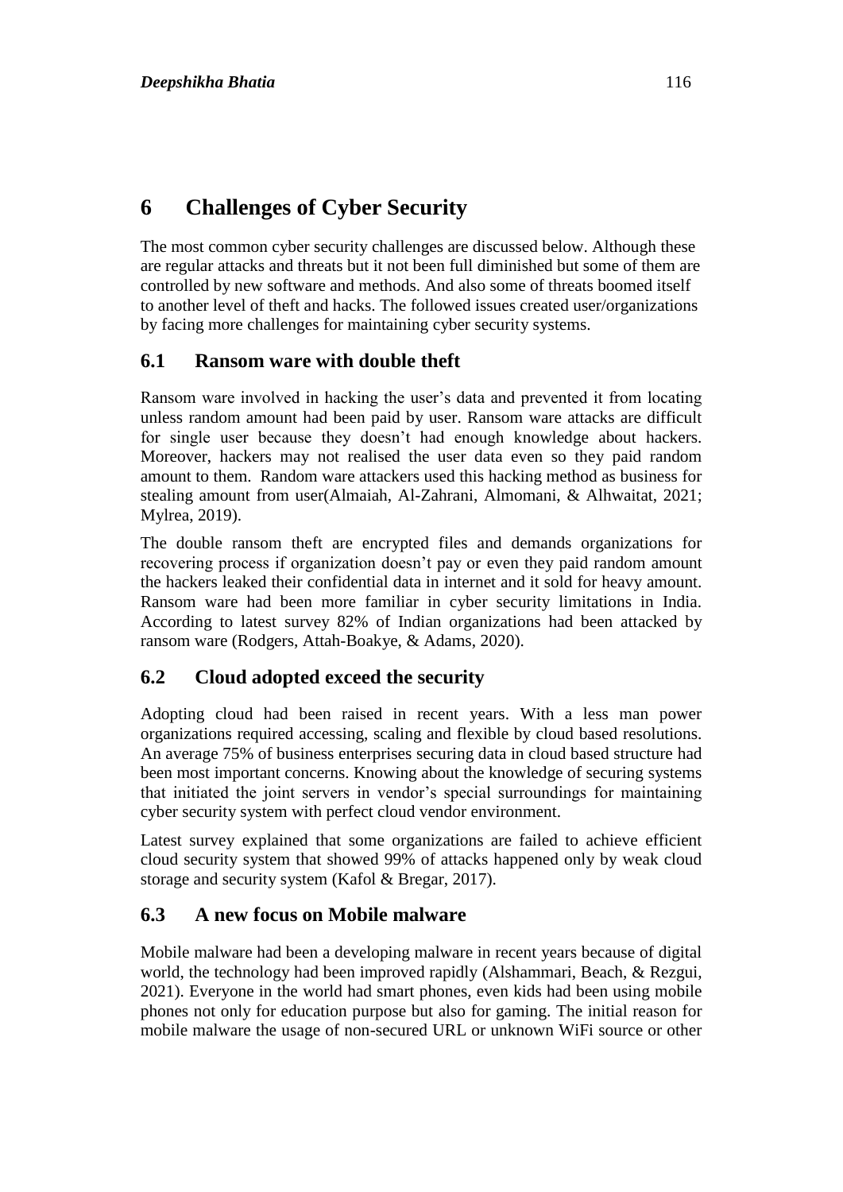# 6 Challenges of Cyber Security

The most common cyber security challenges are discussed below. Although these are regular attacks and threats but it not been full diminished but some of them are controlled by new software and methods. And also some of threats boomed itself to another level of theft and hacks. The followed issues created user/organizations by facing more challenges for maintaining cyber security systems.

## 6.1 Ransom ware with double theft

Ransom ware involved in hacking the user's data and prevented it from locating unless random amount had been paid by user. Ransom ware attacks are difficult for single user because they doesn't had enough knowledge about hackers. Moreover, hackers may not realised the user data even so they paid random amount to them. Random ware attackers used this hacking method as business for stealing amount from user(Almaiah, Al-Zahrani, Almomani, & Alhwaitat, 2021; Mylrea, 2019).

The double ransom theft are encrypted files and demands organizations for recovering process if organization doesn't pay or even they paid random amount the hackers leaked their confidential data in internet and it sold for heavy amount. Ransom ware had been more familiar in cyber security limitations in India. According to latest survey 82% of Indian organizations had been attacked by ransom ware (Rodgers, Attah-Boakye, & Adams, 2020).

## 6.2 Cloud adopted exceed the security

Adopting cloud had been raised in recent years. With a less man power organizations required accessing, scaling and flexible by cloud based resolutions. An average 75% of business enterprises securing data in cloud based structure had been most important concerns. Knowing about the knowledge of securing systems that initiated the joint servers in vendor's special surroundings for maintaining cyber security system with perfect cloud vendor environment.

Latest survey explained that some organizations are failed to achieve efficient cloud security system that showed 99% of attacks happened only by weak cloud storage and security system (Kafol & Bregar, 2017).

## 6.3 A new focus on Mobile malware

Mobile malware had been a developing malware in recent years because of digital world, the technology had been improved rapidly (Alshammari, Beach, & Rezgui, 2021). Everyone in the world had smart phones, even kids had been using mobile phones not only for education purpose but also for gaming. The initial reason for mobile malware the usage of non-secured URL or unknown WiFi source or other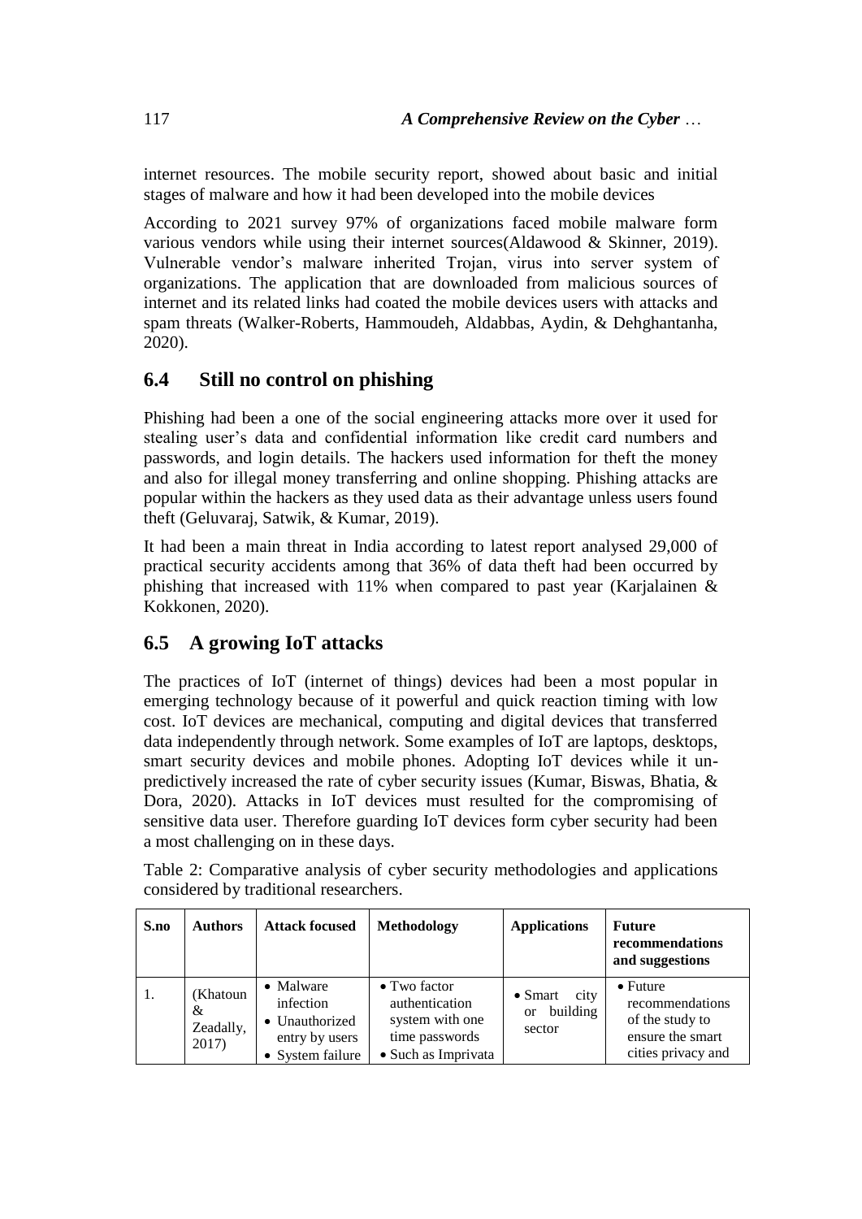internet resources. The mobile security report, showed about basic and initial stages of malware and how it had been developed into the mobile devices

According to 2021 survey 97% of organizations faced mobile malware form various vendors while using their internet sources(Aldawood & Skinner, 2019). Vulnerable vendor's malware inherited Trojan, virus into server system of organizations. The application that are downloaded from malicious sources of internet and its related links had coated the mobile devices users with attacks and spam threats (Walker-Roberts, Hammoudeh, Aldabbas, Aydin, & Dehghantanha, 2020).

## 6.4 Still no control on phishing

Phishing had been a one of the social engineering attacks more over it used for stealing user's data and confidential information like credit card numbers and passwords, and login details. The hackers used information for theft the money and also for illegal money transferring and online shopping. Phishing attacks are popular within the hackers as they used data as their advantage unless users found theft (Geluvaraj, Satwik, & Kumar, 2019).

It had been a main threat in India according to latest report analysed 29,000 of practical security accidents among that 36% of data theft had been occurred by phishing that increased with 11% when compared to past year (Karjalainen & Kokkonen, 2020).

## 6.5 A growing IoT attacks

The practices of IoT (internet of things) devices had been a most popular in emerging technology because of it powerful and quick reaction timing with low cost. IoT devices are mechanical, computing and digital devices that transferred data independently through network. Some examples of IoT are laptops, desktops, smart security devices and mobile phones. Adopting IoT devices while it un-predictively increased the rate of cyber security issues (Kumar, Biswas, Bhatia, & Dora, 2020). Attacks in IoT devices must resulted for the compromising of sensitive data user. Therefore guarding IoT devices form cyber security had been a most challenging on in these days.

Table 2: Comparative analysis of cyber security methodologies and applications considered by traditional researchers.

| S.no | Authors | Attack focused | Methodology | Applications | Future recommendations and suggestions |
|---|---|---|---|---|---|
| 1. | (Khatoun & Zeadally, 2017) | • Malware infection<br>• Unauthorized entry by users<br>• System failure | • Two factor authentication system with one time passwords<br>• Such as Imprivata | • Smart city or building sector | • Future recommendations of the study to ensure the smart cities privacy and |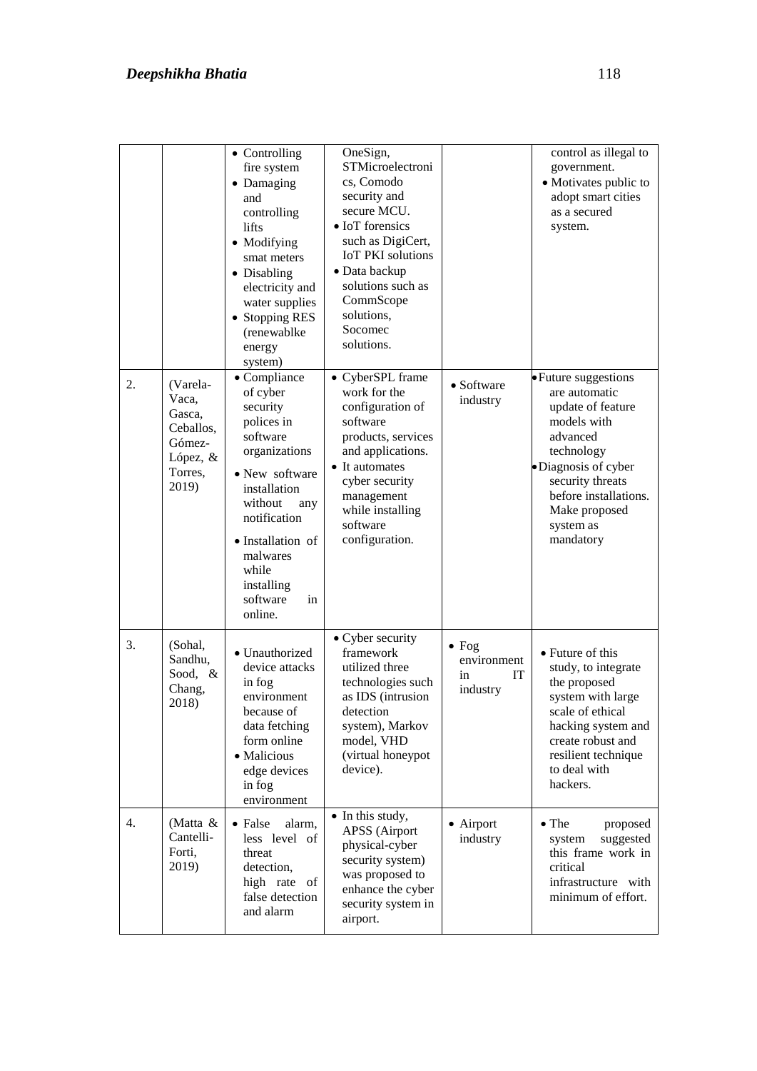| | | • Controlling fire system<br>• Damaging and controlling lifts<br>• Modifying smat meters<br>• Disabling electricity and water supplies<br>• Stopping RES (renewablke energy system) | OneSign, STMicroelectronics, Comodo security and secure MCU.<br>• IoT forensics such as DigiCert, IoT PKI solutions<br>• Data backup solutions such as CommScope solutions, Socomec solutions. | | control as illegal to government.<br>• Motivates public to adopt smart cities as a secured system. |
|---|---|---|---|---|---|
| 2. | (Varela-Vaca, Gasca, Ceballos, Gómez-López, & Torres, 2019) | • Compliance of cyber security polices in software organizations<br>• New software installation without any notification<br>• Installation of malwares while installing software in online. | • CyberSPL frame work for the configuration of software products, services and applications.<br>• It automates cyber security management while installing software configuration. | • Software industry | • Future suggestions are automatic update of feature models with advanced technology<br>• Diagnosis of cyber security threats before installations. Make proposed system as mandatory |
| 3. | (Sohal, Sandhu, Sood, & Chang, 2018) | • Unauthorized device attacks in fog environment because of data fetching form online<br>• Malicious edge devices in fog environment | • Cyber security framework utilized three technologies such as IDS (intrusion detection system), Markov model, VHD (virtual honeypot device). | • Fog environment in IT industry | • Future of this study, to integrate the proposed system with large scale of ethical hacking system and create robust and resilient technique to deal with hackers. |
| 4. | (Matta & Cantelli-Forti, 2019) | • False alarm, less level of threat detection, high rate of false detection and alarm | • In this study, APSS (Airport physical-cyber security system) was proposed to enhance the cyber security system in airport. | • Airport industry | • The proposed system suggested this frame work in critical infrastructure with minimum of effort. |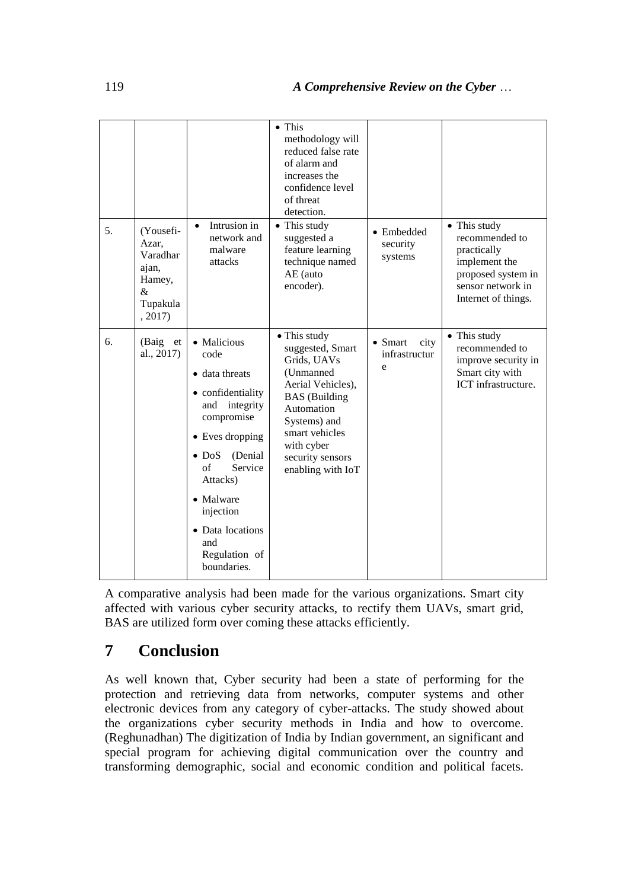| | | | • This methodology will reduced false rate of alarm and increases the confidence level of threat detection. | | |
|---|---|---|---|---|---|
| 5. | (Yousefi-Azar, Varadharajan, Hamey, & Tupakula, 2017) | • Intrusion in network and malware attacks | • This study suggested a feature learning technique named AE (auto encoder). | • Embedded security systems | • This study recommended to practically implement the proposed system in sensor network in Internet of things. |
| 6. | (Baig et al., 2017) | • Malicious code<br>• data threats<br>• confidentiality and integrity compromise<br>• Eves dropping<br>• DoS (Denial of Service Attacks)<br>• Malware injection<br>• Data locations and Regulation of boundaries. | • This study suggested, Smart Grids, UAVs (Unmanned Aerial Vehicles), BAS (Building Automation Systems) and smart vehicles with cyber security sensors enabling with IoT | • Smart city infrastructure | • This study recommended to improve security in Smart city with ICT infrastructure. |

A comparative analysis had been made for the various organizations. Smart city affected with various cyber security attacks, to rectify them UAVs, smart grid, BAS are utilized form over coming these attacks efficiently.

## 7 Conclusion

As well known that, Cyber security had been a state of performing for the protection and retrieving data from networks, computer systems and other electronic devices from any category of cyber-attacks. The study showed about the organizations cyber security methods in India and how to overcome. (Reghunadhan) The digitization of India by Indian government, an significant and special program for achieving digital communication over the country and transforming demographic, social and economic condition and political facets.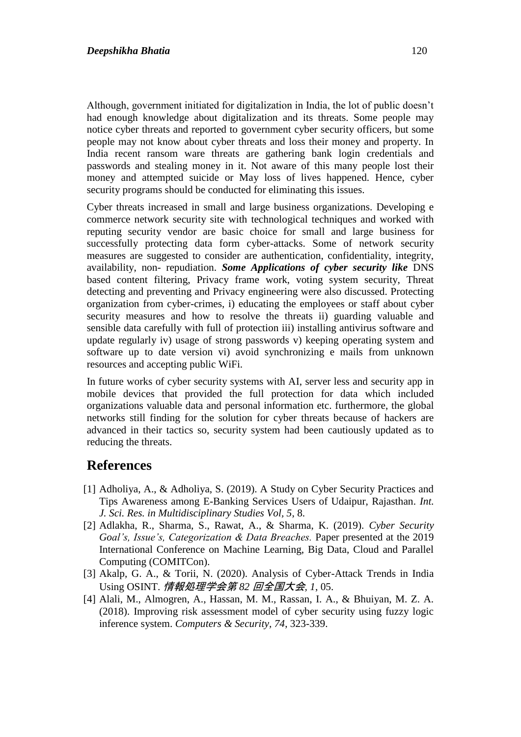Although, government initiated for digitalization in India, the lot of public doesn't had enough knowledge about digitalization and its threats. Some people may notice cyber threats and reported to government cyber security officers, but some people may not know about cyber threats and loss their money and property. In India recent ransom ware threats are gathering bank login credentials and passwords and stealing money in it. Not aware of this many people lost their money and attempted suicide or May loss of lives happened. Hence, cyber security programs should be conducted for eliminating this issues.

Cyber threats increased in small and large business organizations. Developing e commerce network security site with technological techniques and worked with reputing security vendor are basic choice for small and large business for successfully protecting data form cyber-attacks. Some of network security measures are suggested to consider are authentication, confidentiality, integrity, availability, non- repudiation. ***Some Applications of cyber security like*** DNS based content filtering, Privacy frame work, voting system security, Threat detecting and preventing and Privacy engineering were also discussed. Protecting organization from cyber-crimes, i) educating the employees or staff about cyber security measures and how to resolve the threats ii) guarding valuable and sensible data carefully with full of protection iii) installing antivirus software and update regularly iv) usage of strong passwords v) keeping operating system and software up to date version vi) avoid synchronizing e mails from unknown resources and accepting public WiFi.

In future works of cyber security systems with AI, server less and security app in mobile devices that provided the full protection for data which included organizations valuable data and personal information etc. furthermore, the global networks still finding for the solution for cyber threats because of hackers are advanced in their tactics so, security system had been cautiously updated as to reducing the threats.

## References

[1] Adholiya, A., & Adholiya, S. (2019). A Study on Cyber Security Practices and Tips Awareness among E-Banking Services Users of Udaipur, Rajasthan. *Int. J. Sci. Res. in Multidisciplinary Studies Vol, 5*, 8.

[2] Adlakha, R., Sharma, S., Rawat, A., & Sharma, K. (2019). *Cyber Security Goal's, Issue's, Categorization & Data Breaches.* Paper presented at the 2019 International Conference on Machine Learning, Big Data, Cloud and Parallel Computing (COMITCon).

[3] Akalp, G. A., & Torii, N. (2020). Analysis of Cyber-Attack Trends in India Using OSINT. *情報処理学会第 82 回全国大会, 1*, 05.

[4] Alali, M., Almogren, A., Hassan, M. M., Rassan, I. A., & Bhuiyan, M. Z. A. (2018). Improving risk assessment model of cyber security using fuzzy logic inference system. *Computers & Security, 74*, 323-339.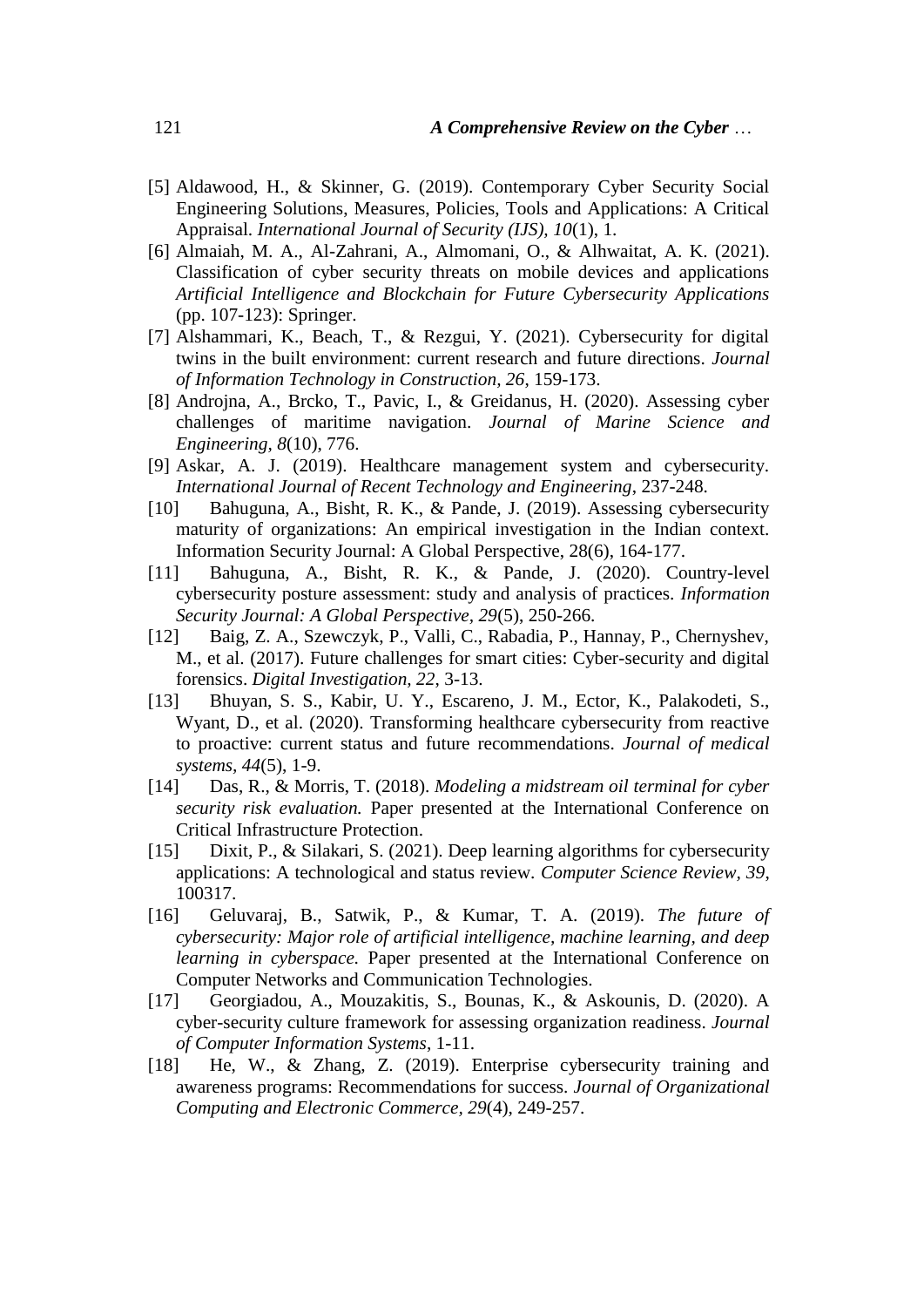[5] Aldawood, H., & Skinner, G. (2019). Contemporary Cyber Security Social Engineering Solutions, Measures, Policies, Tools and Applications: A Critical Appraisal. *International Journal of Security (IJS), 10*(1), 1.

[6] Almaiah, M. A., Al-Zahrani, A., Almomani, O., & Alhwaitat, A. K. (2021). Classification of cyber security threats on mobile devices and applications *Artificial Intelligence and Blockchain for Future Cybersecurity Applications* (pp. 107-123): Springer.

[7] Alshammari, K., Beach, T., & Rezgui, Y. (2021). Cybersecurity for digital twins in the built environment: current research and future directions. *Journal of Information Technology in Construction, 26*, 159-173.

[8] Androjna, A., Brcko, T., Pavic, I., & Greidanus, H. (2020). Assessing cyber challenges of maritime navigation. *Journal of Marine Science and Engineering, 8*(10), 776.

[9] Askar, A. J. (2019). Healthcare management system and cybersecurity. *International Journal of Recent Technology and Engineering*, 237-248.

[10] Bahuguna, A., Bisht, R. K., & Pande, J. (2019). Assessing cybersecurity maturity of organizations: An empirical investigation in the Indian context. Information Security Journal: A Global Perspective, 28(6), 164-177.

[11] Bahuguna, A., Bisht, R. K., & Pande, J. (2020). Country-level cybersecurity posture assessment: study and analysis of practices. *Information Security Journal: A Global Perspective, 29*(5), 250-266.

[12] Baig, Z. A., Szewczyk, P., Valli, C., Rabadia, P., Hannay, P., Chernyshev, M., et al. (2017). Future challenges for smart cities: Cyber-security and digital forensics. *Digital Investigation, 22*, 3-13.

[13] Bhuyan, S. S., Kabir, U. Y., Escareno, J. M., Ector, K., Palakodeti, S., Wyant, D., et al. (2020). Transforming healthcare cybersecurity from reactive to proactive: current status and future recommendations. *Journal of medical systems, 44*(5), 1-9.

[14] Das, R., & Morris, T. (2018). *Modeling a midstream oil terminal for cyber security risk evaluation.* Paper presented at the International Conference on Critical Infrastructure Protection.

[15] Dixit, P., & Silakari, S. (2021). Deep learning algorithms for cybersecurity applications: A technological and status review. *Computer Science Review, 39*, 100317.

[16] Geluvaraj, B., Satwik, P., & Kumar, T. A. (2019). *The future of cybersecurity: Major role of artificial intelligence, machine learning, and deep learning in cyberspace.* Paper presented at the International Conference on Computer Networks and Communication Technologies.

[17] Georgiadou, A., Mouzakitis, S., Bounas, K., & Askounis, D. (2020). A cyber-security culture framework for assessing organization readiness. *Journal of Computer Information Systems*, 1-11.

[18] He, W., & Zhang, Z. (2019). Enterprise cybersecurity training and awareness programs: Recommendations for success. *Journal of Organizational Computing and Electronic Commerce, 29*(4), 249-257.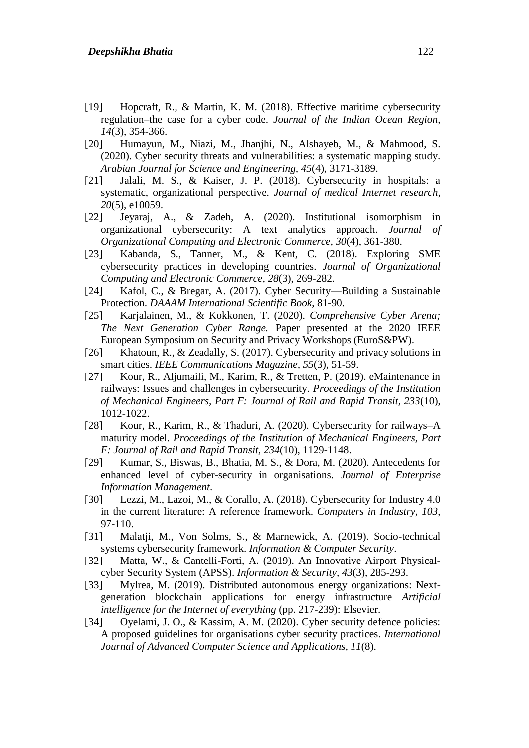[19] Hopcraft, R., & Martin, K. M. (2018). Effective maritime cybersecurity regulation–the case for a cyber code. *Journal of the Indian Ocean Region, 14*(3), 354-366.

[20] Humayun, M., Niazi, M., Jhanjhi, N., Alshayeb, M., & Mahmood, S. (2020). Cyber security threats and vulnerabilities: a systematic mapping study. *Arabian Journal for Science and Engineering, 45*(4), 3171-3189.

[21] Jalali, M. S., & Kaiser, J. P. (2018). Cybersecurity in hospitals: a systematic, organizational perspective. *Journal of medical Internet research, 20*(5), e10059.

[22] Jeyaraj, A., & Zadeh, A. (2020). Institutional isomorphism in organizational cybersecurity: A text analytics approach. *Journal of Organizational Computing and Electronic Commerce, 30*(4), 361-380.

[23] Kabanda, S., Tanner, M., & Kent, C. (2018). Exploring SME cybersecurity practices in developing countries. *Journal of Organizational Computing and Electronic Commerce, 28*(3), 269-282.

[24] Kafol, C., & Bregar, A. (2017). Cyber Security—Building a Sustainable Protection. *DAAAM International Scientific Book*, 81-90.

[25] Karjalainen, M., & Kokkonen, T. (2020). *Comprehensive Cyber Arena; The Next Generation Cyber Range.* Paper presented at the 2020 IEEE European Symposium on Security and Privacy Workshops (EuroS&PW).

[26] Khatoun, R., & Zeadally, S. (2017). Cybersecurity and privacy solutions in smart cities. *IEEE Communications Magazine, 55*(3), 51-59.

[27] Kour, R., Aljumaili, M., Karim, R., & Tretten, P. (2019). eMaintenance in railways: Issues and challenges in cybersecurity. *Proceedings of the Institution of Mechanical Engineers, Part F: Journal of Rail and Rapid Transit, 233*(10), 1012-1022.

[28] Kour, R., Karim, R., & Thaduri, A. (2020). Cybersecurity for railways–A maturity model. *Proceedings of the Institution of Mechanical Engineers, Part F: Journal of Rail and Rapid Transit, 234*(10), 1129-1148.

[29] Kumar, S., Biswas, B., Bhatia, M. S., & Dora, M. (2020). Antecedents for enhanced level of cyber-security in organisations. *Journal of Enterprise Information Management*.

[30] Lezzi, M., Lazoi, M., & Corallo, A. (2018). Cybersecurity for Industry 4.0 in the current literature: A reference framework. *Computers in Industry, 103*, 97-110.

[31] Malatji, M., Von Solms, S., & Marnewick, A. (2019). Socio-technical systems cybersecurity framework. *Information & Computer Security*.

[32] Matta, W., & Cantelli-Forti, A. (2019). An Innovative Airport Physical-cyber Security System (APSS). *Information & Security, 43*(3), 285-293.

[33] Mylrea, M. (2019). Distributed autonomous energy organizations: Next-generation blockchain applications for energy infrastructure *Artificial intelligence for the Internet of everything* (pp. 217-239): Elsevier.

[34] Oyelami, J. O., & Kassim, A. M. (2020). Cyber security defence policies: A proposed guidelines for organisations cyber security practices. *International Journal of Advanced Computer Science and Applications, 11*(8).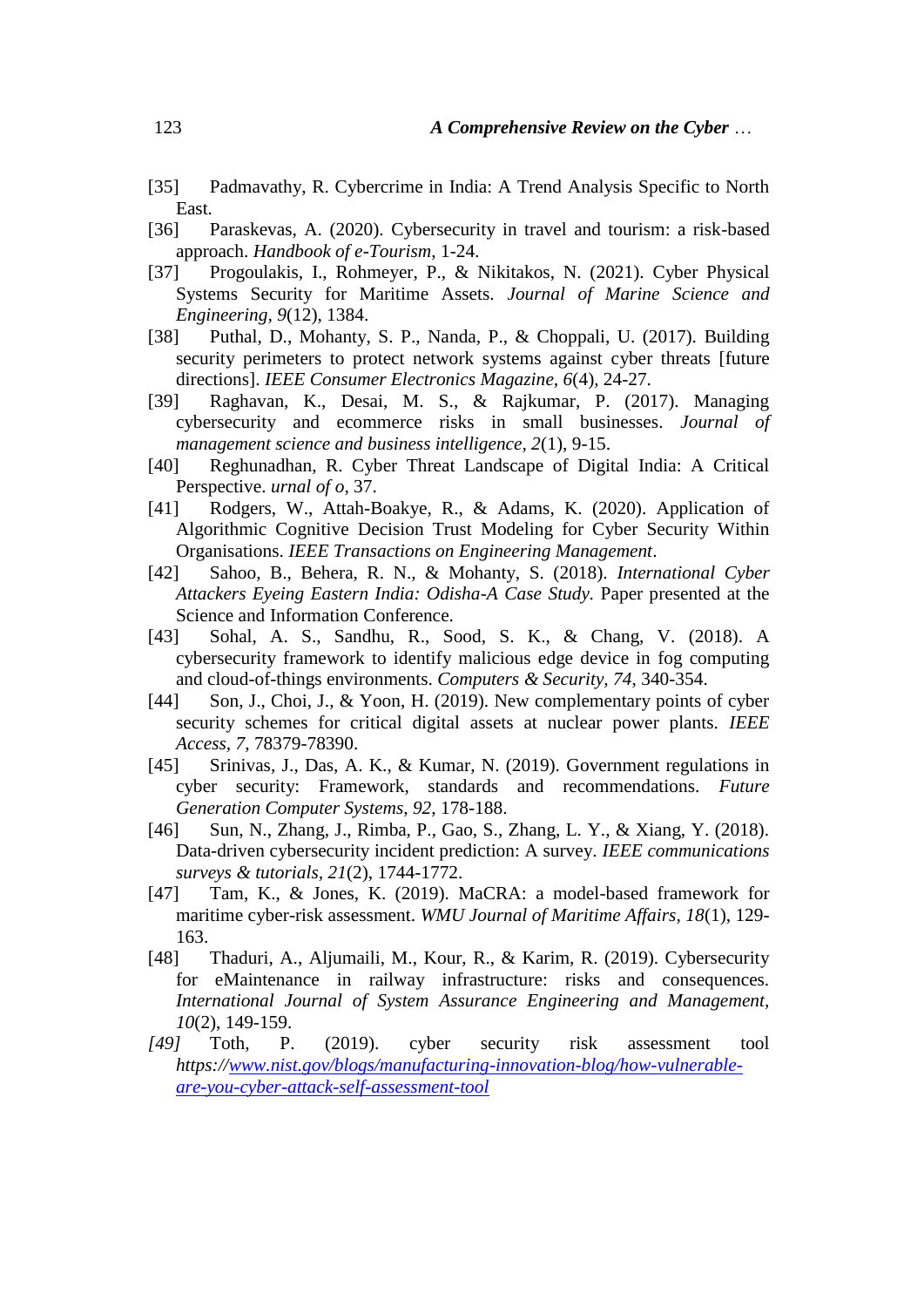[35] Padmavathy, R. Cybercrime in India: A Trend Analysis Specific to North East.

[36] Paraskevas, A. (2020). Cybersecurity in travel and tourism: a risk-based approach. *Handbook of e-Tourism*, 1-24.

[37] Progoulakis, I., Rohmeyer, P., & Nikitakos, N. (2021). Cyber Physical Systems Security for Maritime Assets. *Journal of Marine Science and Engineering, 9*(12), 1384.

[38] Puthal, D., Mohanty, S. P., Nanda, P., & Choppali, U. (2017). Building security perimeters to protect network systems against cyber threats [future directions]. *IEEE Consumer Electronics Magazine, 6*(4), 24-27.

[39] Raghavan, K., Desai, M. S., & Rajkumar, P. (2017). Managing cybersecurity and ecommerce risks in small businesses. *Journal of management science and business intelligence, 2*(1), 9-15.

[40] Reghunadhan, R. Cyber Threat Landscape of Digital India: A Critical Perspective. *urnal of o*, 37.

[41] Rodgers, W., Attah-Boakye, R., & Adams, K. (2020). Application of Algorithmic Cognitive Decision Trust Modeling for Cyber Security Within Organisations. *IEEE Transactions on Engineering Management*.

[42] Sahoo, B., Behera, R. N., & Mohanty, S. (2018). *International Cyber Attackers Eyeing Eastern India: Odisha-A Case Study*. Paper presented at the Science and Information Conference.

[43] Sohal, A. S., Sandhu, R., Sood, S. K., & Chang, V. (2018). A cybersecurity framework to identify malicious edge device in fog computing and cloud-of-things environments. *Computers & Security, 74*, 340-354.

[44] Son, J., Choi, J., & Yoon, H. (2019). New complementary points of cyber security schemes for critical digital assets at nuclear power plants. *IEEE Access, 7*, 78379-78390.

[45] Srinivas, J., Das, A. K., & Kumar, N. (2019). Government regulations in cyber security: Framework, standards and recommendations. *Future Generation Computer Systems, 92*, 178-188.

[46] Sun, N., Zhang, J., Rimba, P., Gao, S., Zhang, L. Y., & Xiang, Y. (2018). Data-driven cybersecurity incident prediction: A survey. *IEEE communications surveys & tutorials, 21*(2), 1744-1772.

[47] Tam, K., & Jones, K. (2019). MaCRA: a model-based framework for maritime cyber-risk assessment. *WMU Journal of Maritime Affairs, 18*(1), 129-163.

[48] Thaduri, A., Aljumaili, M., Kour, R., & Karim, R. (2019). Cybersecurity for eMaintenance in railway infrastructure: risks and consequences. *International Journal of System Assurance Engineering and Management, 10*(2), 149-159.

*[49]* Toth, P. (2019). cyber security risk assessment tool *https://*[www.nist.gov/blogs/manufacturing-innovation-blog/how-vulnerable-are-you-cyber-attack-self-assessment-tool](https://www.nist.gov/blogs/manufacturing-innovation-blog/how-vulnerable-are-you-cyber-attack-self-assessment-tool)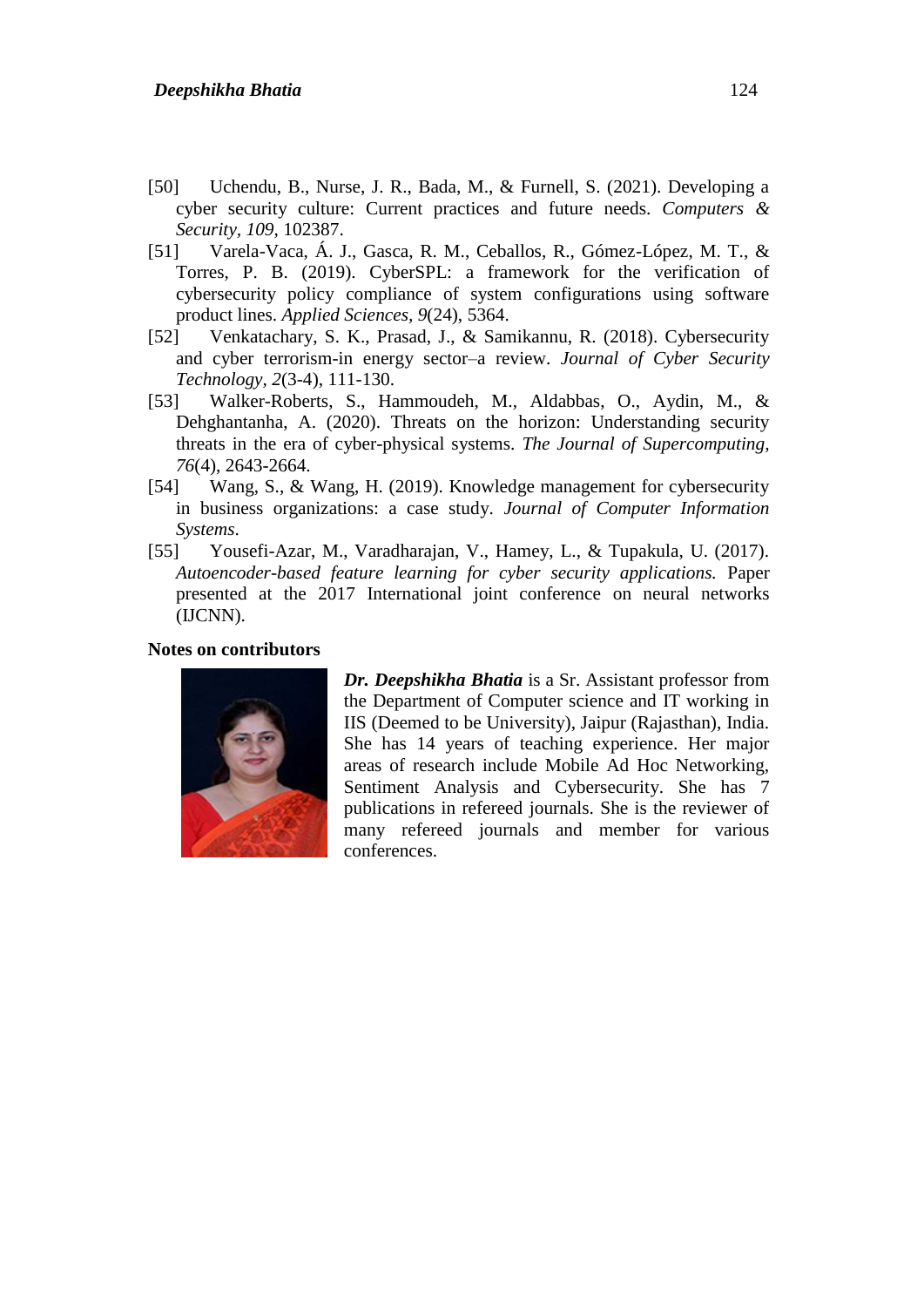[50] Uchendu, B., Nurse, J. R., Bada, M., & Furnell, S. (2021). Developing a cyber security culture: Current practices and future needs. *Computers & Security*, *109*, 102387.

[51] Varela-Vaca, Á. J., Gasca, R. M., Ceballos, R., Gómez-López, M. T., & Torres, P. B. (2019). CyberSPL: a framework for the verification of cybersecurity policy compliance of system configurations using software product lines. *Applied Sciences*, *9*(24), 5364.

[52] Venkatachary, S. K., Prasad, J., & Samikannu, R. (2018). Cybersecurity and cyber terrorism-in energy sector–a review. *Journal of Cyber Security Technology*, *2*(3-4), 111-130.

[53] Walker-Roberts, S., Hammoudeh, M., Aldabbas, O., Aydin, M., & Dehghantanha, A. (2020). Threats on the horizon: Understanding security threats in the era of cyber-physical systems. *The Journal of Supercomputing*, *76*(4), 2643-2664.

[54] Wang, S., & Wang, H. (2019). Knowledge management for cybersecurity in business organizations: a case study. *Journal of Computer Information Systems*.

[55] Yousefi-Azar, M., Varadharajan, V., Hamey, L., & Tupakula, U. (2017). *Autoencoder-based feature learning for cyber security applications.* Paper presented at the 2017 International joint conference on neural networks (IJCNN).

**Notes on contributors**

***Dr. Deepshikha Bhatia*** is a Sr. Assistant professor from the Department of Computer science and IT working in IIS (Deemed to be University), Jaipur (Rajasthan), India. She has 14 years of teaching experience. Her major areas of research include Mobile Ad Hoc Networking, Sentiment Analysis and Cybersecurity. She has 7 publications in refereed journals. She is the reviewer of many refereed journals and member for various conferences.